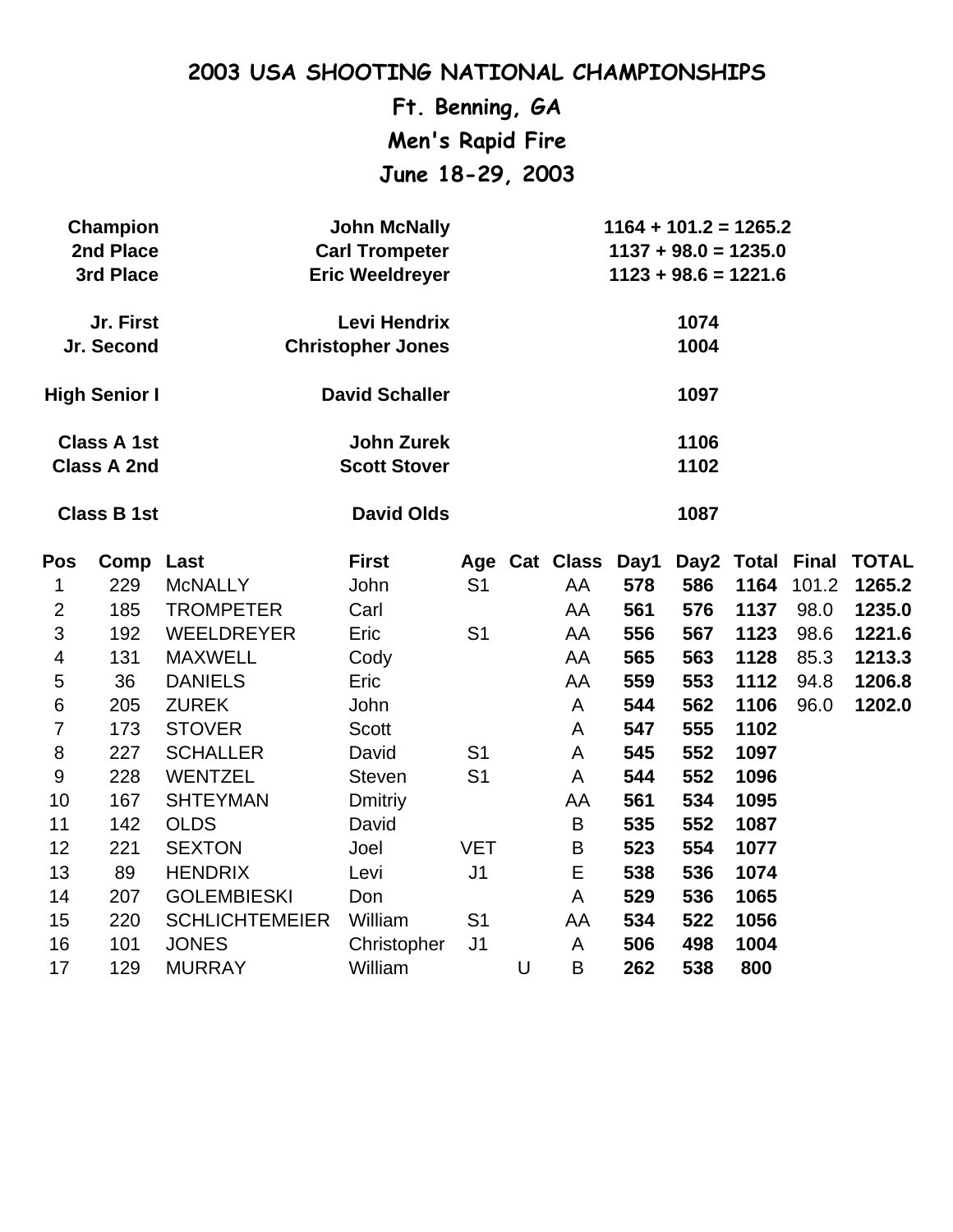# 2003 USA SHOOTING NATIONAL CHAMPIONSHIPS

## Ft. Benning, GA

## Men's Rapid Fire

## June 18-29, 2003

| | | |
|---|---|---|
| **Champion** | **John McNally** | **1164 + 101.2 = 1265.2** |
| **2nd Place** | **Carl Trompeter** | **1137 + 98.0 = 1235.0** |
| **3rd Place** | **Eric Weeldreyer** | **1123 + 98.6 = 1221.6** |
| **Jr. First** | **Levi Hendrix** | **1074** |
| **Jr. Second** | **Christopher Jones** | **1004** |
| **High Senior I** | **David Schaller** | **1097** |
| **Class A 1st** | **John Zurek** | **1106** |
| **Class A 2nd** | **Scott Stover** | **1102** |
| **Class B 1st** | **David Olds** | **1087** |

| Pos | Comp | Last | First | Age | Cat | Class | Day1 | Day2 | Total | Final | TOTAL |
|---|---|---|---|---|---|---|---|---|---|---|---|
| 1 | 229 | McNALLY | John | S1 | | AA | **578** | **586** | **1164** | 101.2 | **1265.2** |
| 2 | 185 | TROMPETER | Carl | | | AA | **561** | **576** | **1137** | 98.0 | **1235.0** |
| 3 | 192 | WEELDREYER | Eric | S1 | | AA | **556** | **567** | **1123** | 98.6 | **1221.6** |
| 4 | 131 | MAXWELL | Cody | | | AA | **565** | **563** | **1128** | 85.3 | **1213.3** |
| 5 | 36 | DANIELS | Eric | | | AA | **559** | **553** | **1112** | 94.8 | **1206.8** |
| 6 | 205 | ZUREK | John | | | A | **544** | **562** | **1106** | 96.0 | **1202.0** |
| 7 | 173 | STOVER | Scott | | | A | **547** | **555** | **1102** | | |
| 8 | 227 | SCHALLER | David | S1 | | A | **545** | **552** | **1097** | | |
| 9 | 228 | WENTZEL | Steven | S1 | | A | **544** | **552** | **1096** | | |
| 10 | 167 | SHTEYMAN | Dmitriy | | | AA | **561** | **534** | **1095** | | |
| 11 | 142 | OLDS | David | | | B | **535** | **552** | **1087** | | |
| 12 | 221 | SEXTON | Joel | VET | | B | **523** | **554** | **1077** | | |
| 13 | 89 | HENDRIX | Levi | J1 | | E | **538** | **536** | **1074** | | |
| 14 | 207 | GOLEMBIESKI | Don | | | A | **529** | **536** | **1065** | | |
| 15 | 220 | SCHLICHTEMEIER | William | S1 | | AA | **534** | **522** | **1056** | | |
| 16 | 101 | JONES | Christopher | J1 | | A | **506** | **498** | **1004** | | |
| 17 | 129 | MURRAY | William | | U | B | **262** | **538** | **800** | | |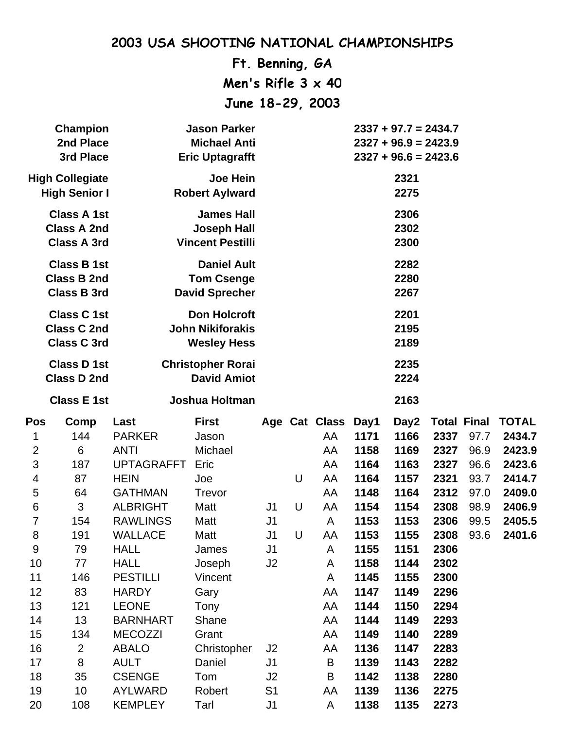# 2003 USA SHOOTING NATIONAL CHAMPIONSHIPS

## Ft. Benning, GA

## Men's Rifle 3 x 40

## June 18-29, 2003

| | | |
|---|---|---|
| **Champion** | **Jason Parker** | **2337 + 97.7 = 2434.7** |
| **2nd Place** | **Michael Anti** | **2327 + 96.9 = 2423.9** |
| **3rd Place** | **Eric Uptagrafft** | **2327 + 96.6 = 2423.6** |
| **High Collegiate** | **Joe Hein** | **2321** |
| **High Senior I** | **Robert Aylward** | **2275** |
| **Class A 1st** | **James Hall** | **2306** |
| **Class A 2nd** | **Joseph Hall** | **2302** |
| **Class A 3rd** | **Vincent Pestilli** | **2300** |
| **Class B 1st** | **Daniel Ault** | **2282** |
| **Class B 2nd** | **Tom Csenge** | **2280** |
| **Class B 3rd** | **David Sprecher** | **2267** |
| **Class C 1st** | **Don Holcroft** | **2201** |
| **Class C 2nd** | **John Nikiforakis** | **2195** |
| **Class C 3rd** | **Wesley Hess** | **2189** |
| **Class D 1st** | **Christopher Rorai** | **2235** |
| **Class D 2nd** | **David Amiot** | **2224** |
| **Class E 1st** | **Joshua Holtman** | **2163** |

| Pos | Comp | Last | First | Age | Cat | Class | Day1 | Day2 | Total | Final | TOTAL |
|---|---|---|---|---|---|---|---|---|---|---|---|
| 1 | 144 | PARKER | Jason | | | AA | **1171** | **1166** | **2337** | 97.7 | **2434.7** |
| 2 | 6 | ANTI | Michael | | | AA | **1158** | **1169** | **2327** | 96.9 | **2423.9** |
| 3 | 187 | UPTAGRAFFT | Eric | | | AA | **1164** | **1163** | **2327** | 96.6 | **2423.6** |
| 4 | 87 | HEIN | Joe | | U | AA | **1164** | **1157** | **2321** | 93.7 | **2414.7** |
| 5 | 64 | GATHMAN | Trevor | | | AA | **1148** | **1164** | **2312** | 97.0 | **2409.0** |
| 6 | 3 | ALBRIGHT | Matt | J1 | U | AA | **1154** | **1154** | **2308** | 98.9 | **2406.9** |
| 7 | 154 | RAWLINGS | Matt | J1 | | A | **1153** | **1153** | **2306** | 99.5 | **2405.5** |
| 8 | 191 | WALLACE | Matt | J1 | U | AA | **1153** | **1155** | **2308** | 93.6 | **2401.6** |
| 9 | 79 | HALL | James | J1 | | A | **1155** | **1151** | **2306** | | |
| 10 | 77 | HALL | Joseph | J2 | | A | **1158** | **1144** | **2302** | | |
| 11 | 146 | PESTILLI | Vincent | | | A | **1145** | **1155** | **2300** | | |
| 12 | 83 | HARDY | Gary | | | AA | **1147** | **1149** | **2296** | | |
| 13 | 121 | LEONE | Tony | | | AA | **1144** | **1150** | **2294** | | |
| 14 | 13 | BARNHART | Shane | | | AA | **1144** | **1149** | **2293** | | |
| 15 | 134 | MECOZZI | Grant | | | AA | **1149** | **1140** | **2289** | | |
| 16 | 2 | ABALO | Christopher | J2 | | AA | **1136** | **1147** | **2283** | | |
| 17 | 8 | AULT | Daniel | J1 | | B | **1139** | **1143** | **2282** | | |
| 18 | 35 | CSENGE | Tom | J2 | | B | **1142** | **1138** | **2280** | | |
| 19 | 10 | AYLWARD | Robert | S1 | | AA | **1139** | **1136** | **2275** | | |
| 20 | 108 | KEMPLEY | Tarl | J1 | | A | **1138** | **1135** | **2273** | | |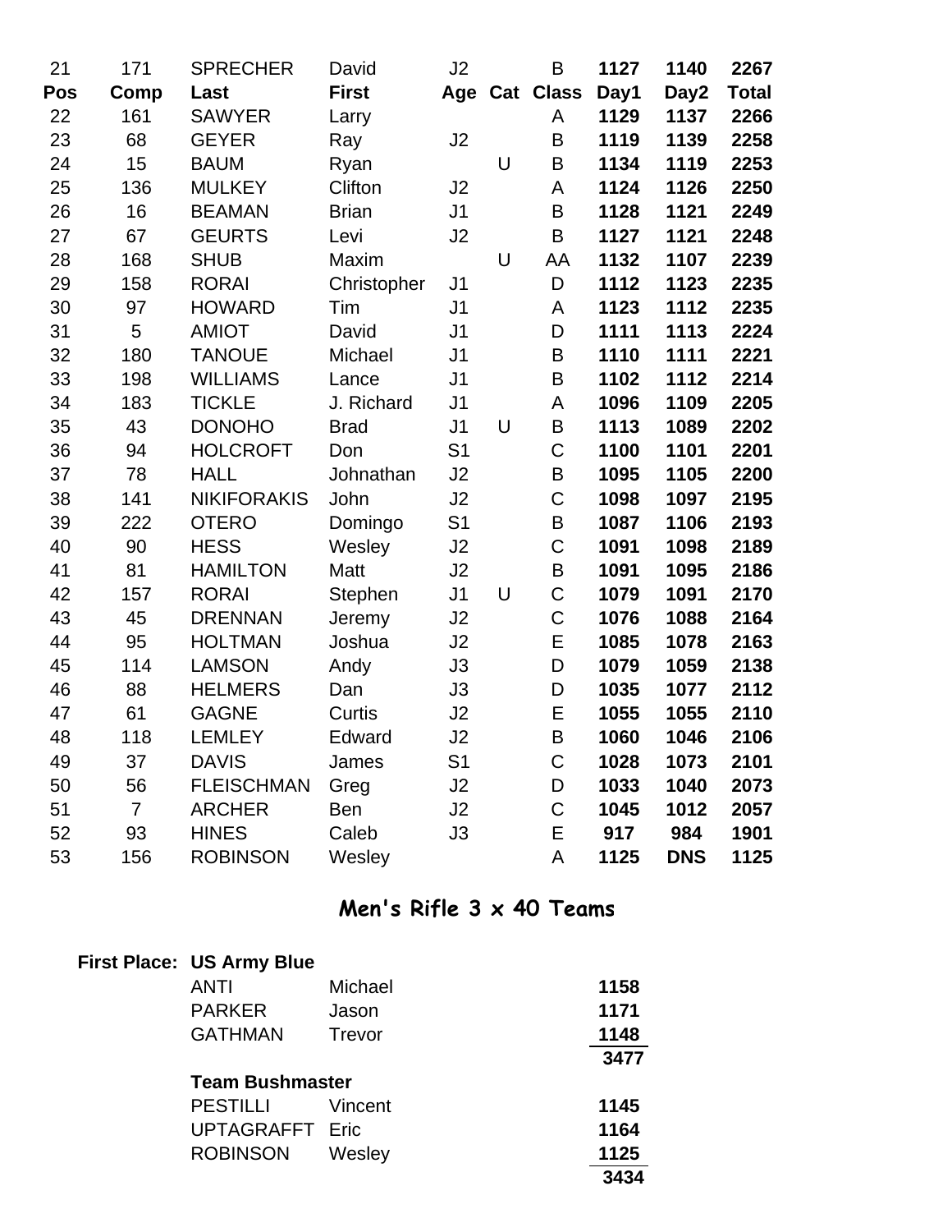| 21 | 171 | SPRECHER | David | J2 | | B | 1127 | 1140 | 2267 |
|---|---|---|---|---|---|---|---|---|---|
| **Pos** | **Comp** | **Last** | **First** | **Age** | **Cat** | **Class** | **Day1** | **Day2** | **Total** |
| 22 | 161 | SAWYER | Larry | | | A | 1129 | 1137 | 2266 |
| 23 | 68 | GEYER | Ray | J2 | | B | 1119 | 1139 | 2258 |
| 24 | 15 | BAUM | Ryan | | U | B | 1134 | 1119 | 2253 |
| 25 | 136 | MULKEY | Clifton | J2 | | A | 1124 | 1126 | 2250 |
| 26 | 16 | BEAMAN | Brian | J1 | | B | 1128 | 1121 | 2249 |
| 27 | 67 | GEURTS | Levi | J2 | | B | 1127 | 1121 | 2248 |
| 28 | 168 | SHUB | Maxim | | U | AA | 1132 | 1107 | 2239 |
| 29 | 158 | RORAI | Christopher | J1 | | D | 1112 | 1123 | 2235 |
| 30 | 97 | HOWARD | Tim | J1 | | A | 1123 | 1112 | 2235 |
| 31 | 5 | AMIOT | David | J1 | | D | 1111 | 1113 | 2224 |
| 32 | 180 | TANOUE | Michael | J1 | | B | 1110 | 1111 | 2221 |
| 33 | 198 | WILLIAMS | Lance | J1 | | B | 1102 | 1112 | 2214 |
| 34 | 183 | TICKLE | J. Richard | J1 | | A | 1096 | 1109 | 2205 |
| 35 | 43 | DONOHO | Brad | J1 | U | B | 1113 | 1089 | 2202 |
| 36 | 94 | HOLCROFT | Don | S1 | | C | 1100 | 1101 | 2201 |
| 37 | 78 | HALL | Johnathan | J2 | | B | 1095 | 1105 | 2200 |
| 38 | 141 | NIKIFORAKIS | John | J2 | | C | 1098 | 1097 | 2195 |
| 39 | 222 | OTERO | Domingo | S1 | | B | 1087 | 1106 | 2193 |
| 40 | 90 | HESS | Wesley | J2 | | C | 1091 | 1098 | 2189 |
| 41 | 81 | HAMILTON | Matt | J2 | | B | 1091 | 1095 | 2186 |
| 42 | 157 | RORAI | Stephen | J1 | U | C | 1079 | 1091 | 2170 |
| 43 | 45 | DRENNAN | Jeremy | J2 | | C | 1076 | 1088 | 2164 |
| 44 | 95 | HOLTMAN | Joshua | J2 | | E | 1085 | 1078 | 2163 |
| 45 | 114 | LAMSON | Andy | J3 | | D | 1079 | 1059 | 2138 |
| 46 | 88 | HELMERS | Dan | J3 | | D | 1035 | 1077 | 2112 |
| 47 | 61 | GAGNE | Curtis | J2 | | E | 1055 | 1055 | 2110 |
| 48 | 118 | LEMLEY | Edward | J2 | | B | 1060 | 1046 | 2106 |
| 49 | 37 | DAVIS | James | S1 | | C | 1028 | 1073 | 2101 |
| 50 | 56 | FLEISCHMAN | Greg | J2 | | D | 1033 | 1040 | 2073 |
| 51 | 7 | ARCHER | Ben | J2 | | C | 1045 | 1012 | 2057 |
| 52 | 93 | HINES | Caleb | J3 | | E | 917 | 984 | 1901 |
| 53 | 156 | ROBINSON | Wesley | | | A | 1125 | DNS | 1125 |

## Men's Rifle 3 x 40 Teams

| | | | |
|---|---|---|---|
| **First Place:** | **US Army Blue** | | |
| | ANTI | Michael | 1158 |
| | PARKER | Jason | 1171 |
| | GATHMAN | Trevor | 1148 |
| | | | **3477** |
| | **Team Bushmaster** | | |
| | PESTILLI | Vincent | 1145 |
| | UPTAGRAFFT | Eric | 1164 |
| | ROBINSON | Wesley | 1125 |
| | | | **3434** |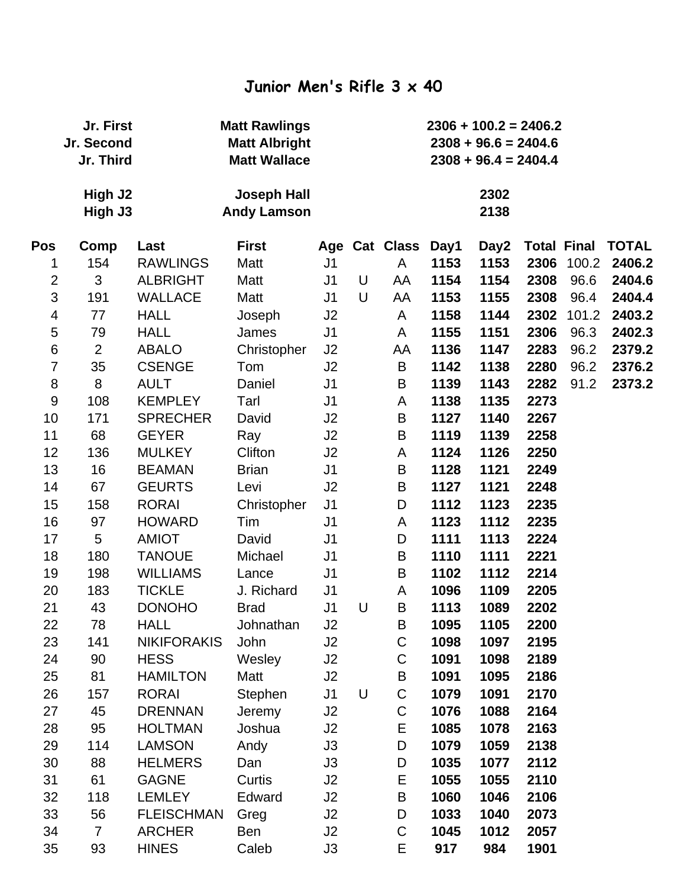# Junior Men's Rifle 3 x 40

| | | |
|---|---|---|
| **Jr. First** | **Matt Rawlings** | **2306 + 100.2 = 2406.2** |
| **Jr. Second** | **Matt Albright** | **2308 + 96.6 = 2404.6** |
| **Jr. Third** | **Matt Wallace** | **2308 + 96.4 = 2404.4** |
| **High J2** | **Joseph Hall** | **2302** |
| **High J3** | **Andy Lamson** | **2138** |

| Pos | Comp | Last | First | Age | Cat | Class | Day1 | Day2 | Total | Final | TOTAL |
|---|---|---|---|---|---|---|---|---|---|---|---|
| 1 | 154 | RAWLINGS | Matt | J1 | | A | **1153** | **1153** | **2306** | 100.2 | **2406.2** |
| 2 | 3 | ALBRIGHT | Matt | J1 | U | AA | **1154** | **1154** | **2308** | 96.6 | **2404.6** |
| 3 | 191 | WALLACE | Matt | J1 | U | AA | **1153** | **1155** | **2308** | 96.4 | **2404.4** |
| 4 | 77 | HALL | Joseph | J2 | | A | **1158** | **1144** | **2302** | 101.2 | **2403.2** |
| 5 | 79 | HALL | James | J1 | | A | **1155** | **1151** | **2306** | 96.3 | **2402.3** |
| 6 | 2 | ABALO | Christopher | J2 | | AA | **1136** | **1147** | **2283** | 96.2 | **2379.2** |
| 7 | 35 | CSENGE | Tom | J2 | | B | **1142** | **1138** | **2280** | 96.2 | **2376.2** |
| 8 | 8 | AULT | Daniel | J1 | | B | **1139** | **1143** | **2282** | 91.2 | **2373.2** |
| 9 | 108 | KEMPLEY | Tarl | J1 | | A | **1138** | **1135** | **2273** | | |
| 10 | 171 | SPRECHER | David | J2 | | B | **1127** | **1140** | **2267** | | |
| 11 | 68 | GEYER | Ray | J2 | | B | **1119** | **1139** | **2258** | | |
| 12 | 136 | MULKEY | Clifton | J2 | | A | **1124** | **1126** | **2250** | | |
| 13 | 16 | BEAMAN | Brian | J1 | | B | **1128** | **1121** | **2249** | | |
| 14 | 67 | GEURTS | Levi | J2 | | B | **1127** | **1121** | **2248** | | |
| 15 | 158 | RORAI | Christopher | J1 | | D | **1112** | **1123** | **2235** | | |
| 16 | 97 | HOWARD | Tim | J1 | | A | **1123** | **1112** | **2235** | | |
| 17 | 5 | AMIOT | David | J1 | | D | **1111** | **1113** | **2224** | | |
| 18 | 180 | TANOUE | Michael | J1 | | B | **1110** | **1111** | **2221** | | |
| 19 | 198 | WILLIAMS | Lance | J1 | | B | **1102** | **1112** | **2214** | | |
| 20 | 183 | TICKLE | J. Richard | J1 | | A | **1096** | **1109** | **2205** | | |
| 21 | 43 | DONOHO | Brad | J1 | U | B | **1113** | **1089** | **2202** | | |
| 22 | 78 | HALL | Johnathan | J2 | | B | **1095** | **1105** | **2200** | | |
| 23 | 141 | NIKIFORAKIS | John | J2 | | C | **1098** | **1097** | **2195** | | |
| 24 | 90 | HESS | Wesley | J2 | | C | **1091** | **1098** | **2189** | | |
| 25 | 81 | HAMILTON | Matt | J2 | | B | **1091** | **1095** | **2186** | | |
| 26 | 157 | RORAI | Stephen | J1 | U | C | **1079** | **1091** | **2170** | | |
| 27 | 45 | DRENNAN | Jeremy | J2 | | C | **1076** | **1088** | **2164** | | |
| 28 | 95 | HOLTMAN | Joshua | J2 | | E | **1085** | **1078** | **2163** | | |
| 29 | 114 | LAMSON | Andy | J3 | | D | **1079** | **1059** | **2138** | | |
| 30 | 88 | HELMERS | Dan | J3 | | D | **1035** | **1077** | **2112** | | |
| 31 | 61 | GAGNE | Curtis | J2 | | E | **1055** | **1055** | **2110** | | |
| 32 | 118 | LEMLEY | Edward | J2 | | B | **1060** | **1046** | **2106** | | |
| 33 | 56 | FLEISCHMAN | Greg | J2 | | D | **1033** | **1040** | **2073** | | |
| 34 | 7 | ARCHER | Ben | J2 | | C | **1045** | **1012** | **2057** | | |
| 35 | 93 | HINES | Caleb | J3 | | E | **917** | **984** | **1901** | | |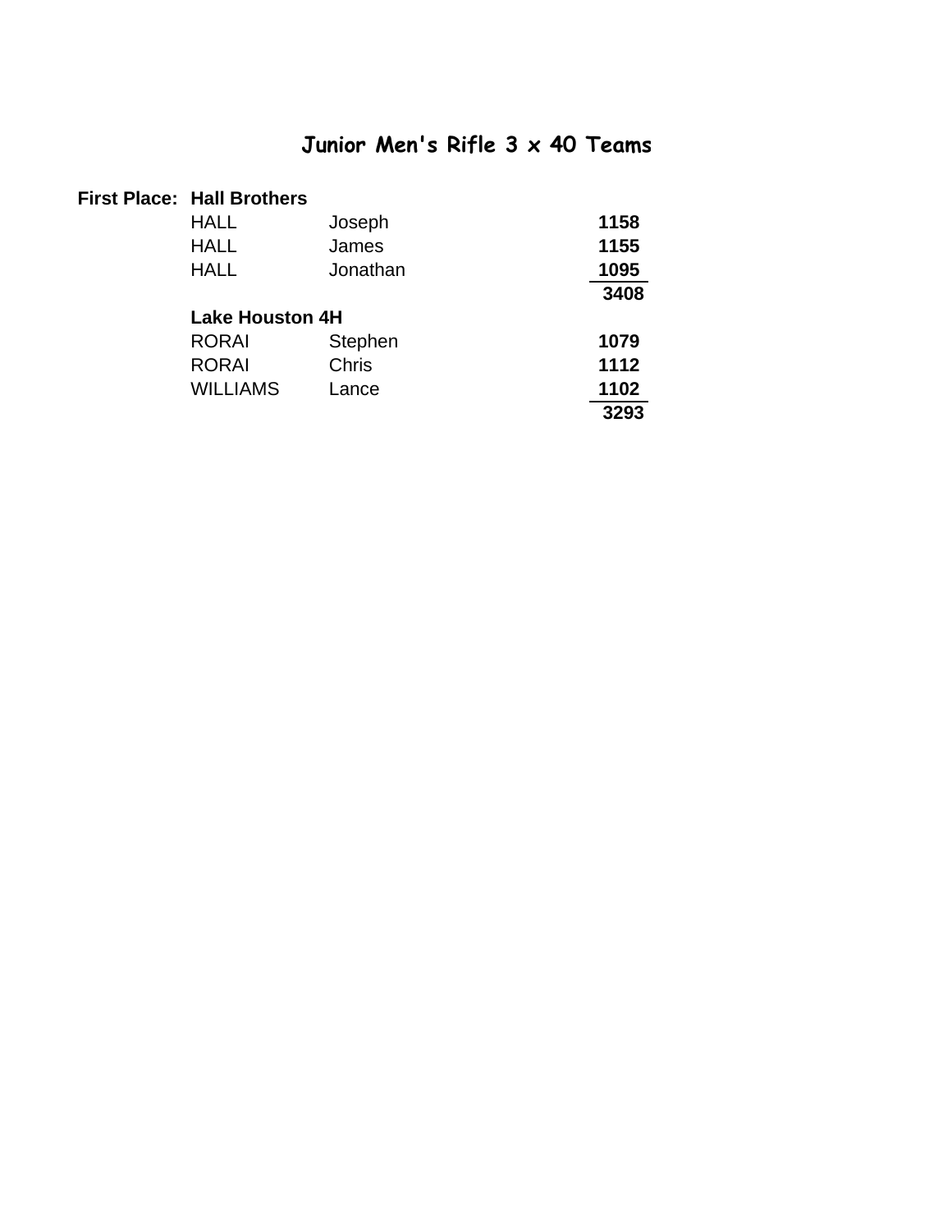# Junior Men's Rifle 3 x 40 Teams

| | | | |
|---|---|---|---|
| **First Place:** | **Hall Brothers** | | |
| | HALL | Joseph | **1158** |
| | HALL | James | **1155** |
| | HALL | Jonathan | **1095** |
| | | | **3408** |
| | **Lake Houston 4H** | | |
| | RORAI | Stephen | **1079** |
| | RORAI | Chris | **1112** |
| | WILLIAMS | Lance | **1102** |
| | | | **3293** |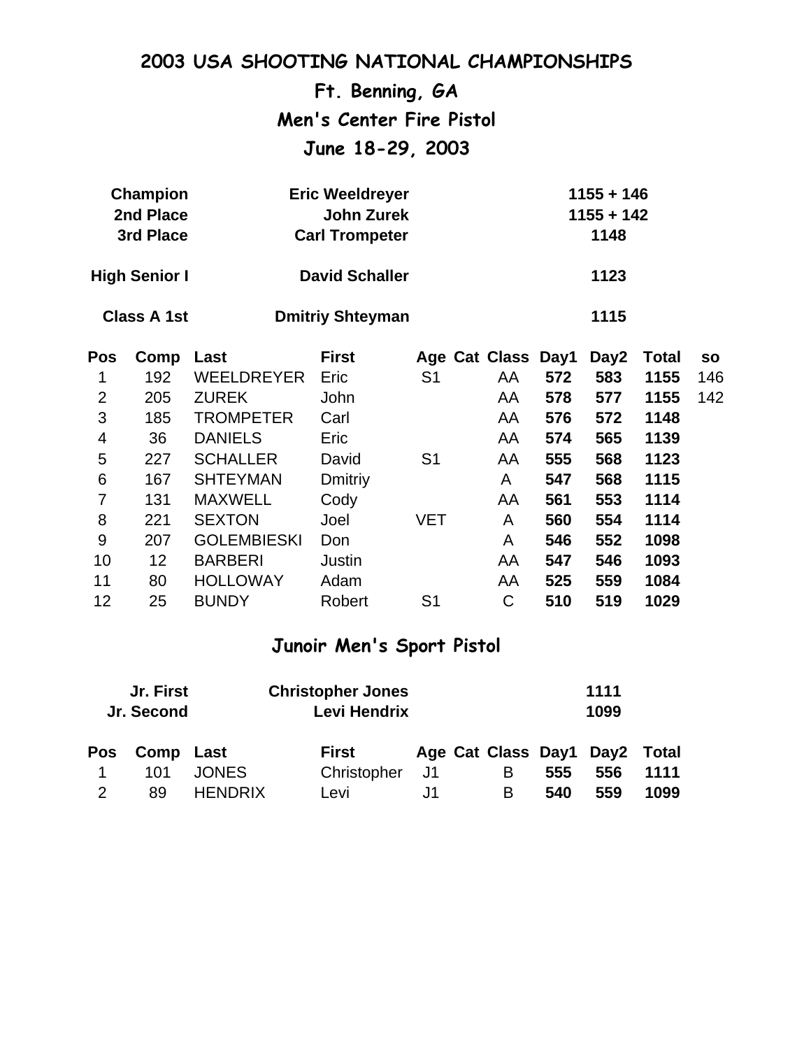# 2003 USA SHOOTING NATIONAL CHAMPIONSHIPS

## Ft. Benning, GA

## Men's Center Fire Pistol

## June 18-29, 2003

| | | |
|---|---|---|
| **Champion** | **Eric Weeldreyer** | **1155 + 146** |
| **2nd Place** | **John Zurek** | **1155 + 142** |
| **3rd Place** | **Carl Trompeter** | **1148** |
| **High Senior I** | **David Schaller** | **1123** |
| **Class A 1st** | **Dmitriy Shteyman** | **1115** |

| Pos | Comp | Last | First | Age | Cat | Class | Day1 | Day2 | Total | so |
|---|---|---|---|---|---|---|---|---|---|---|
| 1 | 192 | WEELDREYER | Eric | S1 | | AA | **572** | **583** | **1155** | 146 |
| 2 | 205 | ZUREK | John | | | AA | **578** | **577** | **1155** | 142 |
| 3 | 185 | TROMPETER | Carl | | | AA | **576** | **572** | **1148** | |
| 4 | 36 | DANIELS | Eric | | | AA | **574** | **565** | **1139** | |
| 5 | 227 | SCHALLER | David | S1 | | AA | **555** | **568** | **1123** | |
| 6 | 167 | SHTEYMAN | Dmitriy | | | A | **547** | **568** | **1115** | |
| 7 | 131 | MAXWELL | Cody | | | AA | **561** | **553** | **1114** | |
| 8 | 221 | SEXTON | Joel | VET | | A | **560** | **554** | **1114** | |
| 9 | 207 | GOLEMBIESKI | Don | | | A | **546** | **552** | **1098** | |
| 10 | 12 | BARBERI | Justin | | | AA | **547** | **546** | **1093** | |
| 11 | 80 | HOLLOWAY | Adam | | | AA | **525** | **559** | **1084** | |
| 12 | 25 | BUNDY | Robert | S1 | | C | **510** | **519** | **1029** | |

## Junoir Men's Sport Pistol

| | | |
|---|---|---|
| **Jr. First** | **Christopher Jones** | **1111** |
| **Jr. Second** | **Levi Hendrix** | **1099** |

| Pos | Comp | Last | First | Age | Cat | Class | Day1 | Day2 | Total |
|---|---|---|---|---|---|---|---|---|---|
| 1 | 101 | JONES | Christopher | J1 | | B | **555** | **556** | **1111** |
| 2 | 89 | HENDRIX | Levi | J1 | | B | **540** | **559** | **1099** |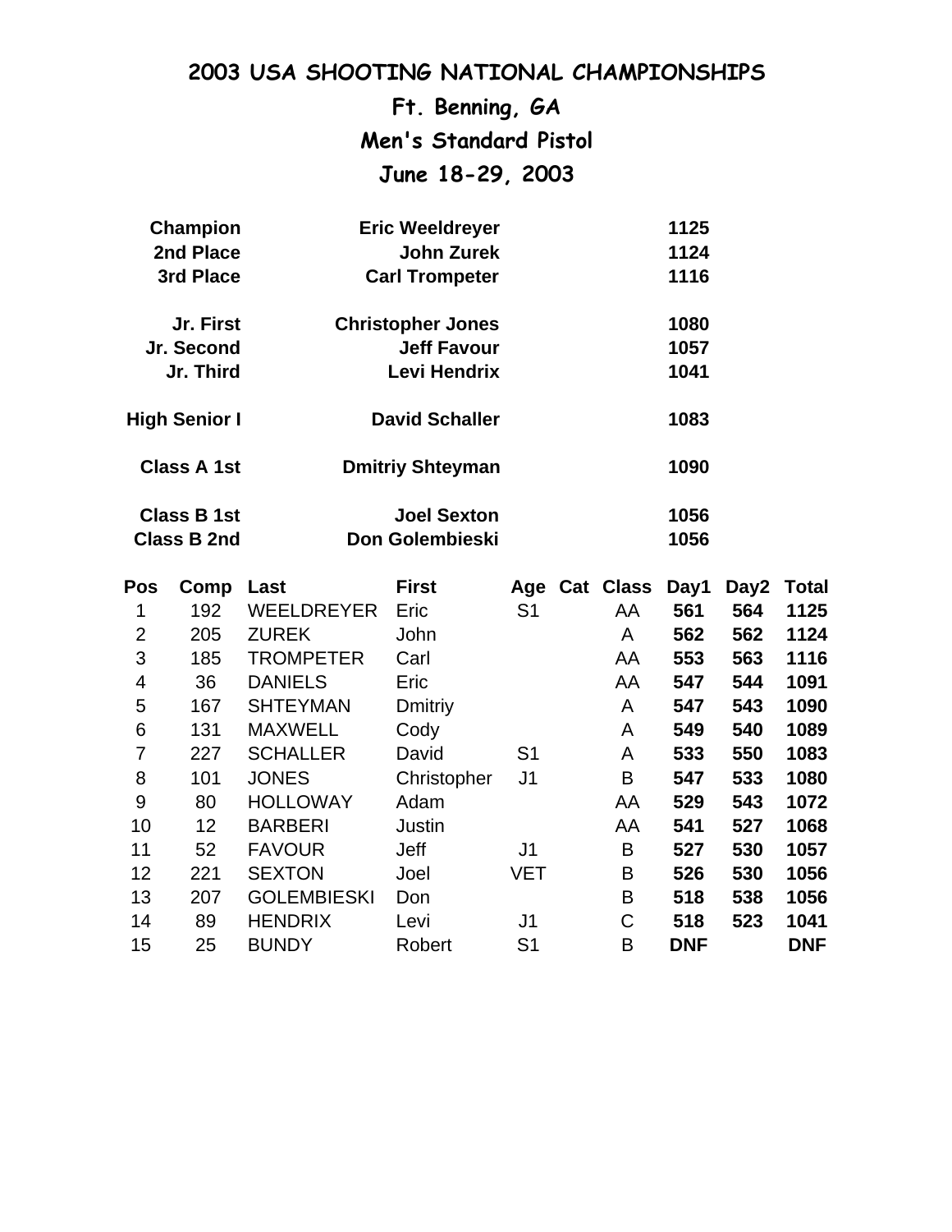# 2003 USA SHOOTING NATIONAL CHAMPIONSHIPS

## Ft. Benning, GA

## Men's Standard Pistol

## June 18-29, 2003

| | | |
|---|---|---|
| **Champion** | **Eric Weeldreyer** | **1125** |
| **2nd Place** | **John Zurek** | **1124** |
| **3rd Place** | **Carl Trompeter** | **1116** |
| | | |
| **Jr. First** | **Christopher Jones** | **1080** |
| **Jr. Second** | **Jeff Favour** | **1057** |
| **Jr. Third** | **Levi Hendrix** | **1041** |
| | | |
| **High Senior I** | **David Schaller** | **1083** |
| | | |
| **Class A 1st** | **Dmitriy Shteyman** | **1090** |
| | | |
| **Class B 1st** | **Joel Sexton** | **1056** |
| **Class B 2nd** | **Don Golembieski** | **1056** |

| Pos | Comp | Last | First | Age | Cat | Class | Day1 | Day2 | Total |
|---|---|---|---|---|---|---|---|---|---|
| 1 | 192 | WEELDREYER | Eric | S1 | | AA | **561** | **564** | **1125** |
| 2 | 205 | ZUREK | John | | | A | **562** | **562** | **1124** |
| 3 | 185 | TROMPETER | Carl | | | AA | **553** | **563** | **1116** |
| 4 | 36 | DANIELS | Eric | | | AA | **547** | **544** | **1091** |
| 5 | 167 | SHTEYMAN | Dmitriy | | | A | **547** | **543** | **1090** |
| 6 | 131 | MAXWELL | Cody | | | A | **549** | **540** | **1089** |
| 7 | 227 | SCHALLER | David | S1 | | A | **533** | **550** | **1083** |
| 8 | 101 | JONES | Christopher | J1 | | B | **547** | **533** | **1080** |
| 9 | 80 | HOLLOWAY | Adam | | | AA | **529** | **543** | **1072** |
| 10 | 12 | BARBERI | Justin | | | AA | **541** | **527** | **1068** |
| 11 | 52 | FAVOUR | Jeff | J1 | | B | **527** | **530** | **1057** |
| 12 | 221 | SEXTON | Joel | VET | | B | **526** | **530** | **1056** |
| 13 | 207 | GOLEMBIESKI | Don | | | B | **518** | **538** | **1056** |
| 14 | 89 | HENDRIX | Levi | J1 | | C | **518** | **523** | **1041** |
| 15 | 25 | BUNDY | Robert | S1 | | B | **DNF** | | **DNF** |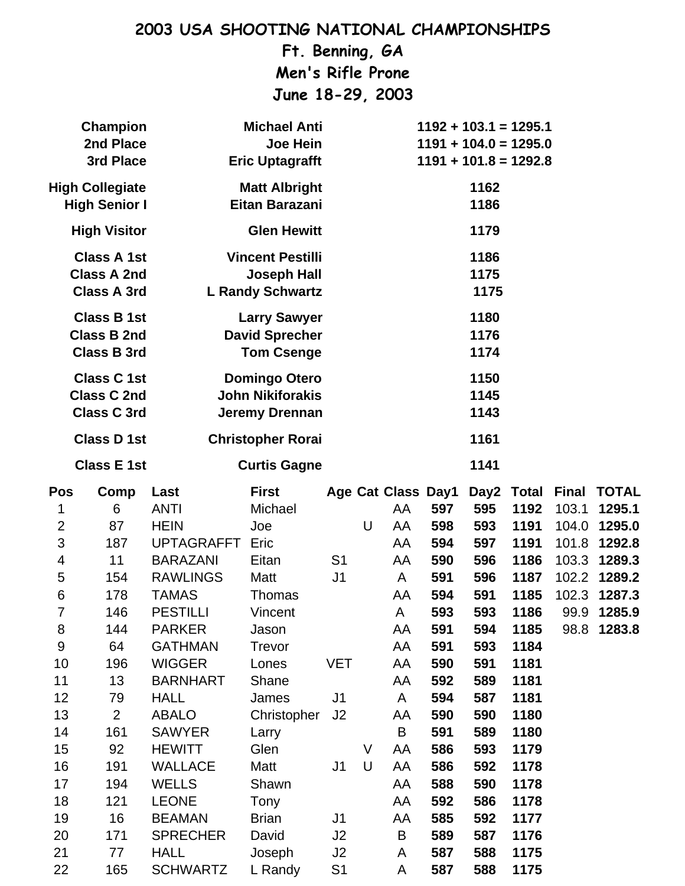# 2003 USA SHOOTING NATIONAL CHAMPIONSHIPS

## Ft. Benning, GA

## Men's Rifle Prone

## June 18-29, 2003

| | | |
|---|---|---|
| **Champion** | **Michael Anti** | **1192 + 103.1 = 1295.1** |
| **2nd Place** | **Joe Hein** | **1191 + 104.0 = 1295.0** |
| **3rd Place** | **Eric Uptagrafft** | **1191 + 101.8 = 1292.8** |
| **High Collegiate** | **Matt Albright** | **1162** |
| **High Senior I** | **Eitan Barazani** | **1186** |
| **High Visitor** | **Glen Hewitt** | **1179** |
| **Class A 1st** | **Vincent Pestilli** | **1186** |
| **Class A 2nd** | **Joseph Hall** | **1175** |
| **Class A 3rd** | **L Randy Schwartz** | **1175** |
| **Class B 1st** | **Larry Sawyer** | **1180** |
| **Class B 2nd** | **David Sprecher** | **1176** |
| **Class B 3rd** | **Tom Csenge** | **1174** |
| **Class C 1st** | **Domingo Otero** | **1150** |
| **Class C 2nd** | **John Nikiforakis** | **1145** |
| **Class C 3rd** | **Jeremy Drennan** | **1143** |
| **Class D 1st** | **Christopher Rorai** | **1161** |
| **Class E 1st** | **Curtis Gagne** | **1141** |

| Pos | Comp | Last | First | Age | Cat | Class | Day1 | Day2 | Total | Final | TOTAL |
|---|---|---|---|---|---|---|---|---|---|---|---|
| 1 | 6 | ANTI | Michael | | | AA | **597** | **595** | **1192** | 103.1 | **1295.1** |
| 2 | 87 | HEIN | Joe | | U | AA | **598** | **593** | **1191** | 104.0 | **1295.0** |
| 3 | 187 | UPTAGRAFFT | Eric | | | AA | **594** | **597** | **1191** | 101.8 | **1292.8** |
| 4 | 11 | BARAZANI | Eitan | S1 | | AA | **590** | **596** | **1186** | 103.3 | **1289.3** |
| 5 | 154 | RAWLINGS | Matt | J1 | | A | **591** | **596** | **1187** | 102.2 | **1289.2** |
| 6 | 178 | TAMAS | Thomas | | | AA | **594** | **591** | **1185** | 102.3 | **1287.3** |
| 7 | 146 | PESTILLI | Vincent | | | A | **593** | **593** | **1186** | 99.9 | **1285.9** |
| 8 | 144 | PARKER | Jason | | | AA | **591** | **594** | **1185** | 98.8 | **1283.8** |
| 9 | 64 | GATHMAN | Trevor | | | AA | **591** | **593** | **1184** | | |
| 10 | 196 | WIGGER | Lones | VET | | AA | **590** | **591** | **1181** | | |
| 11 | 13 | BARNHART | Shane | | | AA | **592** | **589** | **1181** | | |
| 12 | 79 | HALL | James | J1 | | A | **594** | **587** | **1181** | | |
| 13 | 2 | ABALO | Christopher | J2 | | AA | **590** | **590** | **1180** | | |
| 14 | 161 | SAWYER | Larry | | | B | **591** | **589** | **1180** | | |
| 15 | 92 | HEWITT | Glen | | V | AA | **586** | **593** | **1179** | | |
| 16 | 191 | WALLACE | Matt | J1 | U | AA | **586** | **592** | **1178** | | |
| 17 | 194 | WELLS | Shawn | | | AA | **588** | **590** | **1178** | | |
| 18 | 121 | LEONE | Tony | | | AA | **592** | **586** | **1178** | | |
| 19 | 16 | BEAMAN | Brian | J1 | | AA | **585** | **592** | **1177** | | |
| 20 | 171 | SPRECHER | David | J2 | | B | **589** | **587** | **1176** | | |
| 21 | 77 | HALL | Joseph | J2 | | A | **587** | **588** | **1175** | | |
| 22 | 165 | SCHWARTZ | L Randy | S1 | | A | **587** | **588** | **1175** | | |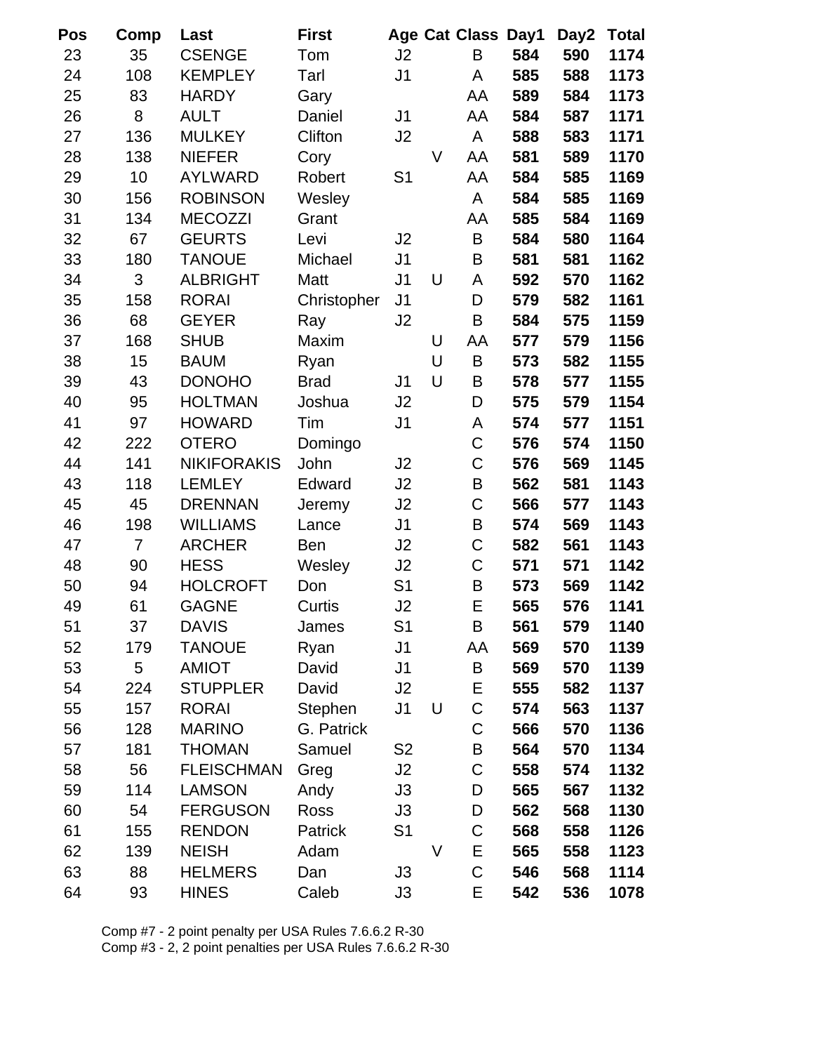| Pos | Comp | Last | First | Age | Cat | Class | Day1 | Day2 | Total |
|---|---|---|---|---|---|---|---|---|---|
| 23 | 35 | CSENGE | Tom | J2 | | B | **584** | **590** | **1174** |
| 24 | 108 | KEMPLEY | Tarl | J1 | | A | **585** | **588** | **1173** |
| 25 | 83 | HARDY | Gary | | | AA | **589** | **584** | **1173** |
| 26 | 8 | AULT | Daniel | J1 | | AA | **584** | **587** | **1171** |
| 27 | 136 | MULKEY | Clifton | J2 | | A | **588** | **583** | **1171** |
| 28 | 138 | NIEFER | Cory | | V | AA | **581** | **589** | **1170** |
| 29 | 10 | AYLWARD | Robert | S1 | | AA | **584** | **585** | **1169** |
| 30 | 156 | ROBINSON | Wesley | | | A | **584** | **585** | **1169** |
| 31 | 134 | MECOZZI | Grant | | | AA | **585** | **584** | **1169** |
| 32 | 67 | GEURTS | Levi | J2 | | B | **584** | **580** | **1164** |
| 33 | 180 | TANOUE | Michael | J1 | | B | **581** | **581** | **1162** |
| 34 | 3 | ALBRIGHT | Matt | J1 | U | A | **592** | **570** | **1162** |
| 35 | 158 | RORAI | Christopher | J1 | | D | **579** | **582** | **1161** |
| 36 | 68 | GEYER | Ray | J2 | | B | **584** | **575** | **1159** |
| 37 | 168 | SHUB | Maxim | | U | AA | **577** | **579** | **1156** |
| 38 | 15 | BAUM | Ryan | | U | B | **573** | **582** | **1155** |
| 39 | 43 | DONOHO | Brad | J1 | U | B | **578** | **577** | **1155** |
| 40 | 95 | HOLTMAN | Joshua | J2 | | D | **575** | **579** | **1154** |
| 41 | 97 | HOWARD | Tim | J1 | | A | **574** | **577** | **1151** |
| 42 | 222 | OTERO | Domingo | | | C | **576** | **574** | **1150** |
| 44 | 141 | NIKIFORAKIS | John | J2 | | C | **576** | **569** | **1145** |
| 43 | 118 | LEMLEY | Edward | J2 | | B | **562** | **581** | **1143** |
| 45 | 45 | DRENNAN | Jeremy | J2 | | C | **566** | **577** | **1143** |
| 46 | 198 | WILLIAMS | Lance | J1 | | B | **574** | **569** | **1143** |
| 47 | 7 | ARCHER | Ben | J2 | | C | **582** | **561** | **1143** |
| 48 | 90 | HESS | Wesley | J2 | | C | **571** | **571** | **1142** |
| 50 | 94 | HOLCROFT | Don | S1 | | B | **573** | **569** | **1142** |
| 49 | 61 | GAGNE | Curtis | J2 | | E | **565** | **576** | **1141** |
| 51 | 37 | DAVIS | James | S1 | | B | **561** | **579** | **1140** |
| 52 | 179 | TANOUE | Ryan | J1 | | AA | **569** | **570** | **1139** |
| 53 | 5 | AMIOT | David | J1 | | B | **569** | **570** | **1139** |
| 54 | 224 | STUPPLER | David | J2 | | E | **555** | **582** | **1137** |
| 55 | 157 | RORAI | Stephen | J1 | U | C | **574** | **563** | **1137** |
| 56 | 128 | MARINO | G. Patrick | | | C | **566** | **570** | **1136** |
| 57 | 181 | THOMAN | Samuel | S2 | | B | **564** | **570** | **1134** |
| 58 | 56 | FLEISCHMAN | Greg | J2 | | C | **558** | **574** | **1132** |
| 59 | 114 | LAMSON | Andy | J3 | | D | **565** | **567** | **1132** |
| 60 | 54 | FERGUSON | Ross | J3 | | D | **562** | **568** | **1130** |
| 61 | 155 | RENDON | Patrick | S1 | | C | **568** | **558** | **1126** |
| 62 | 139 | NEISH | Adam | | V | E | **565** | **558** | **1123** |
| 63 | 88 | HELMERS | Dan | J3 | | C | **546** | **568** | **1114** |
| 64 | 93 | HINES | Caleb | J3 | | E | **542** | **536** | **1078** |

Comp #7 - 2 point penalty per USA Rules 7.6.6.2 R-30
Comp #3 - 2, 2 point penalties per USA Rules 7.6.6.2 R-30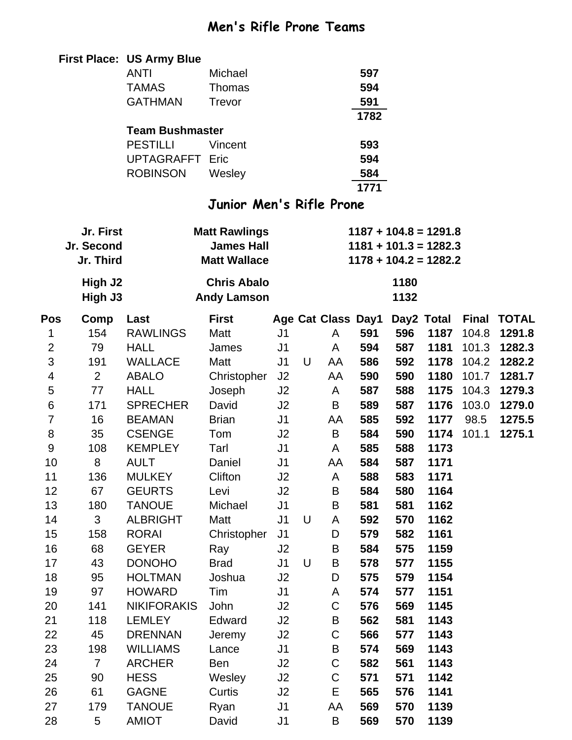## Men's Rifle Prone Teams

**First Place: US Army Blue**

| | | |
|---|---|---|
| ANTI | Michael | **597** |
| TAMAS | Thomas | **594** |
| GATHMAN | Trevor | **591** |
| | | **1782** |

**Team Bushmaster**

| | | |
|---|---|---|
| PESTILLI | Vincent | **593** |
| UPTAGRAFFT | Eric | **594** |
| ROBINSON | Wesley | **584** |
| | | **1771** |

## Junior Men's Rifle Prone

| | | |
|---|---|---|
| **Jr. First** | **Matt Rawlings** | **1187 + 104.8 = 1291.8** |
| **Jr. Second** | **James Hall** | **1181 + 101.3 = 1282.3** |
| **Jr. Third** | **Matt Wallace** | **1178 + 104.2 = 1282.2** |
| **High J2** | **Chris Abalo** | **1180** |
| **High J3** | **Andy Lamson** | **1132** |

| Pos | Comp | Last | First | Age | Cat | Class | Day1 | Day2 | Total | Final | TOTAL |
|---|---|---|---|---|---|---|---|---|---|---|---|
| 1 | 154 | RAWLINGS | Matt | J1 | | A | **591** | **596** | **1187** | 104.8 | **1291.8** |
| 2 | 79 | HALL | James | J1 | | A | **594** | **587** | **1181** | 101.3 | **1282.3** |
| 3 | 191 | WALLACE | Matt | J1 | U | AA | **586** | **592** | **1178** | 104.2 | **1282.2** |
| 4 | 2 | ABALO | Christopher | J2 | | AA | **590** | **590** | **1180** | 101.7 | **1281.7** |
| 5 | 77 | HALL | Joseph | J2 | | A | **587** | **588** | **1175** | 104.3 | **1279.3** |
| 6 | 171 | SPRECHER | David | J2 | | B | **589** | **587** | **1176** | 103.0 | **1279.0** |
| 7 | 16 | BEAMAN | Brian | J1 | | AA | **585** | **592** | **1177** | 98.5 | **1275.5** |
| 8 | 35 | CSENGE | Tom | J2 | | B | **584** | **590** | **1174** | 101.1 | **1275.1** |
| 9 | 108 | KEMPLEY | Tarl | J1 | | A | **585** | **588** | **1173** | | |
| 10 | 8 | AULT | Daniel | J1 | | AA | **584** | **587** | **1171** | | |
| 11 | 136 | MULKEY | Clifton | J2 | | A | **588** | **583** | **1171** | | |
| 12 | 67 | GEURTS | Levi | J2 | | B | **584** | **580** | **1164** | | |
| 13 | 180 | TANOUE | Michael | J1 | | B | **581** | **581** | **1162** | | |
| 14 | 3 | ALBRIGHT | Matt | J1 | U | A | **592** | **570** | **1162** | | |
| 15 | 158 | RORAI | Christopher | J1 | | D | **579** | **582** | **1161** | | |
| 16 | 68 | GEYER | Ray | J2 | | B | **584** | **575** | **1159** | | |
| 17 | 43 | DONOHO | Brad | J1 | U | B | **578** | **577** | **1155** | | |
| 18 | 95 | HOLTMAN | Joshua | J2 | | D | **575** | **579** | **1154** | | |
| 19 | 97 | HOWARD | Tim | J1 | | A | **574** | **577** | **1151** | | |
| 20 | 141 | NIKIFORAKIS | John | J2 | | C | **576** | **569** | **1145** | | |
| 21 | 118 | LEMLEY | Edward | J2 | | B | **562** | **581** | **1143** | | |
| 22 | 45 | DRENNAN | Jeremy | J2 | | C | **566** | **577** | **1143** | | |
| 23 | 198 | WILLIAMS | Lance | J1 | | B | **574** | **569** | **1143** | | |
| 24 | 7 | ARCHER | Ben | J2 | | C | **582** | **561** | **1143** | | |
| 25 | 90 | HESS | Wesley | J2 | | C | **571** | **571** | **1142** | | |
| 26 | 61 | GAGNE | Curtis | J2 | | E | **565** | **576** | **1141** | | |
| 27 | 179 | TANOUE | Ryan | J1 | | AA | **569** | **570** | **1139** | | |
| 28 | 5 | AMIOT | David | J1 | | B | **569** | **570** | **1139** | | |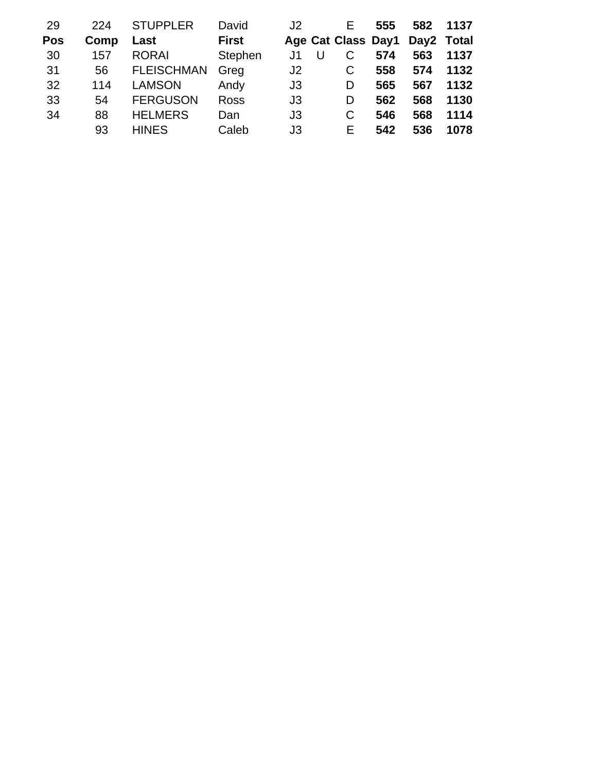| 29 | 224 | STUPPLER | David | J2 | | E | **555** | **582** | **1137** |
|---|---|---|---|---|---|---|---|---|---|
| **Pos** | **Comp** | **Last** | **First** | **Age** | **Cat** | **Class** | **Day1** | **Day2** | **Total** |
| 30 | 157 | RORAI | Stephen | J1 | U | C | **574** | **563** | **1137** |
| 31 | 56 | FLEISCHMAN | Greg | J2 | | C | **558** | **574** | **1132** |
| 32 | 114 | LAMSON | Andy | J3 | | D | **565** | **567** | **1132** |
| 33 | 54 | FERGUSON | Ross | J3 | | D | **562** | **568** | **1130** |
| 34 | 88 | HELMERS | Dan | J3 | | C | **546** | **568** | **1114** |
| | 93 | HINES | Caleb | J3 | | E | **542** | **536** | **1078** |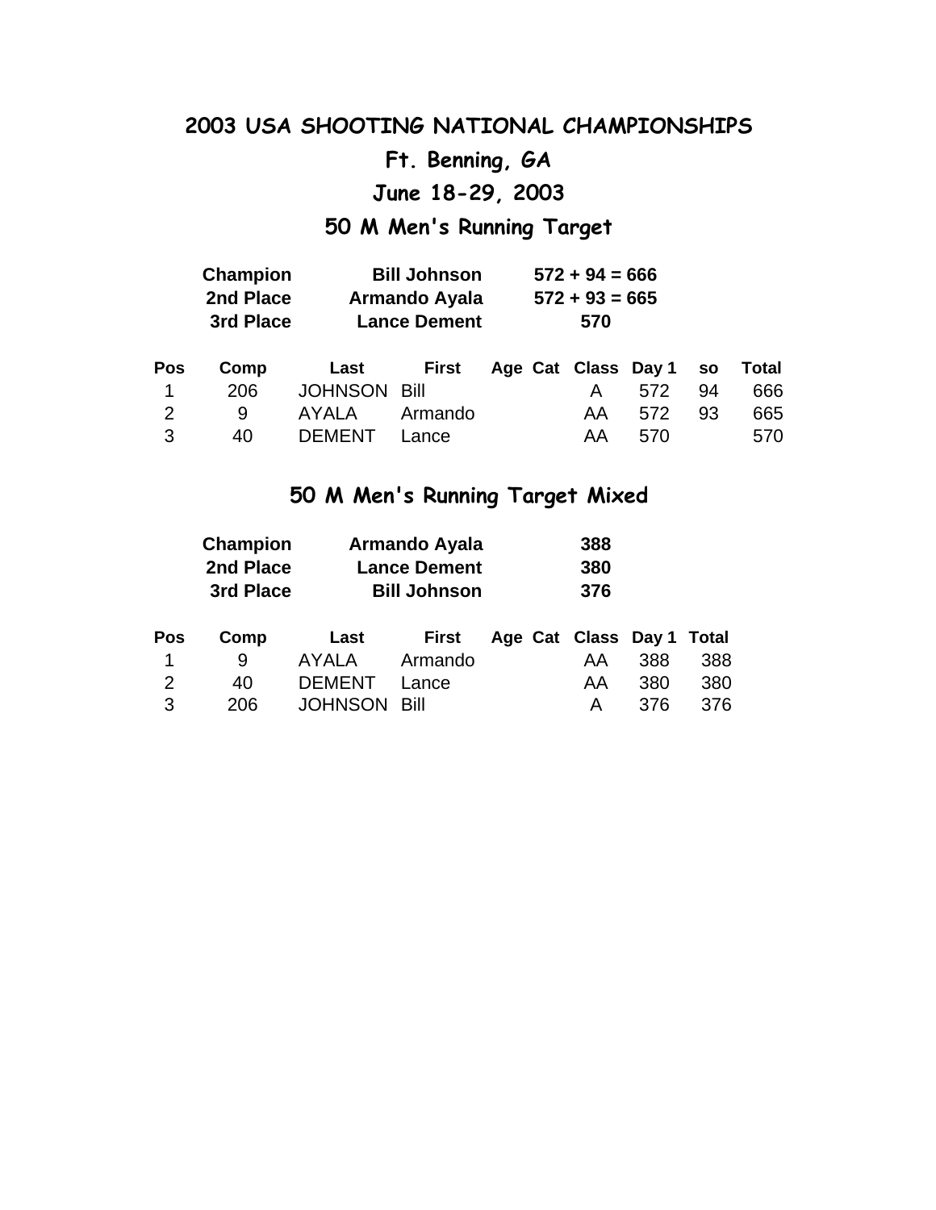# 2003 USA SHOOTING NATIONAL CHAMPIONSHIPS

## Ft. Benning, GA

## June 18-29, 2003

## 50 M Men's Running Target

| | | |
|---|---|---|
| **Champion** | **Bill Johnson** | **572 + 94 = 666** |
| **2nd Place** | **Armando Ayala** | **572 + 93 = 665** |
| **3rd Place** | **Lance Dement** | **570** |

| Pos | Comp | Last | First | Age | Cat | Class | Day 1 | so | Total |
|---|---|---|---|---|---|---|---|---|---|
| 1 | 206 | JOHNSON | Bill | | | A | 572 | 94 | 666 |
| 2 | 9 | AYALA | Armando | | | AA | 572 | 93 | 665 |
| 3 | 40 | DEMENT | Lance | | | AA | 570 | | 570 |

## 50 M Men's Running Target Mixed

| | | |
|---|---|---|
| **Champion** | **Armando Ayala** | **388** |
| **2nd Place** | **Lance Dement** | **380** |
| **3rd Place** | **Bill Johnson** | **376** |

| Pos | Comp | Last | First | Age | Cat | Class | Day 1 | Total |
|---|---|---|---|---|---|---|---|---|
| 1 | 9 | AYALA | Armando | | | AA | 388 | 388 |
| 2 | 40 | DEMENT | Lance | | | AA | 380 | 380 |
| 3 | 206 | JOHNSON | Bill | | | A | 376 | 376 |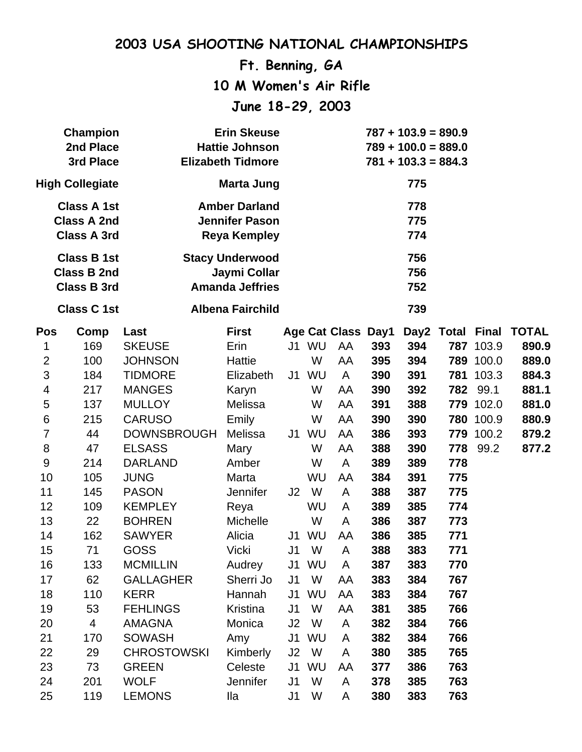# 2003 USA SHOOTING NATIONAL CHAMPIONSHIPS

## Ft. Benning, GA

## 10 M Women's Air Rifle

## June 18-29, 2003

| | | |
|---|---|---|
| **Champion** | **Erin Skeuse** | **787 + 103.9 = 890.9** |
| **2nd Place** | **Hattie Johnson** | **789 + 100.0 = 889.0** |
| **3rd Place** | **Elizabeth Tidmore** | **781 + 103.3 = 884.3** |
| **High Collegiate** | **Marta Jung** | **775** |
| **Class A 1st** | **Amber Darland** | **778** |
| **Class A 2nd** | **Jennifer Pason** | **775** |
| **Class A 3rd** | **Reya Kempley** | **774** |
| **Class B 1st** | **Stacy Underwood** | **756** |
| **Class B 2nd** | **Jaymi Collar** | **756** |
| **Class B 3rd** | **Amanda Jeffries** | **752** |
| **Class C 1st** | **Albena Fairchild** | **739** |

| Pos | Comp | Last | First | Age | Cat | Class | Day1 | Day2 | Total | Final | TOTAL |
|---|---|---|---|---|---|---|---|---|---|---|---|
| 1 | 169 | SKEUSE | Erin | J1 | WU | AA | 393 | 394 | 787 | 103.9 | 890.9 |
| 2 | 100 | JOHNSON | Hattie | | W | AA | 395 | 394 | 789 | 100.0 | 889.0 |
| 3 | 184 | TIDMORE | Elizabeth | J1 | WU | A | 390 | 391 | 781 | 103.3 | 884.3 |
| 4 | 217 | MANGES | Karyn | | W | AA | 390 | 392 | 782 | 99.1 | 881.1 |
| 5 | 137 | MULLOY | Melissa | | W | AA | 391 | 388 | 779 | 102.0 | 881.0 |
| 6 | 215 | CARUSO | Emily | | W | AA | 390 | 390 | 780 | 100.9 | 880.9 |
| 7 | 44 | DOWNSBROUGH | Melissa | J1 | WU | AA | 386 | 393 | 779 | 100.2 | 879.2 |
| 8 | 47 | ELSASS | Mary | | W | AA | 388 | 390 | 778 | 99.2 | 877.2 |
| 9 | 214 | DARLAND | Amber | | W | A | 389 | 389 | 778 | | |
| 10 | 105 | JUNG | Marta | | WU | AA | 384 | 391 | 775 | | |
| 11 | 145 | PASON | Jennifer | J2 | W | A | 388 | 387 | 775 | | |
| 12 | 109 | KEMPLEY | Reya | | WU | A | 389 | 385 | 774 | | |
| 13 | 22 | BOHREN | Michelle | | W | A | 386 | 387 | 773 | | |
| 14 | 162 | SAWYER | Alicia | J1 | WU | AA | 386 | 385 | 771 | | |
| 15 | 71 | GOSS | Vicki | J1 | W | A | 388 | 383 | 771 | | |
| 16 | 133 | MCMILLIN | Audrey | J1 | WU | A | 387 | 383 | 770 | | |
| 17 | 62 | GALLAGHER | Sherri Jo | J1 | W | AA | 383 | 384 | 767 | | |
| 18 | 110 | KERR | Hannah | J1 | WU | AA | 383 | 384 | 767 | | |
| 19 | 53 | FEHLINGS | Kristina | J1 | W | AA | 381 | 385 | 766 | | |
| 20 | 4 | AMAGNA | Monica | J2 | W | A | 382 | 384 | 766 | | |
| 21 | 170 | SOWASH | Amy | J1 | WU | A | 382 | 384 | 766 | | |
| 22 | 29 | CHROSTOWSKI | Kimberly | J2 | W | A | 380 | 385 | 765 | | |
| 23 | 73 | GREEN | Celeste | J1 | WU | AA | 377 | 386 | 763 | | |
| 24 | 201 | WOLF | Jennifer | J1 | W | A | 378 | 385 | 763 | | |
| 25 | 119 | LEMONS | Ila | J1 | W | A | 380 | 383 | 763 | | |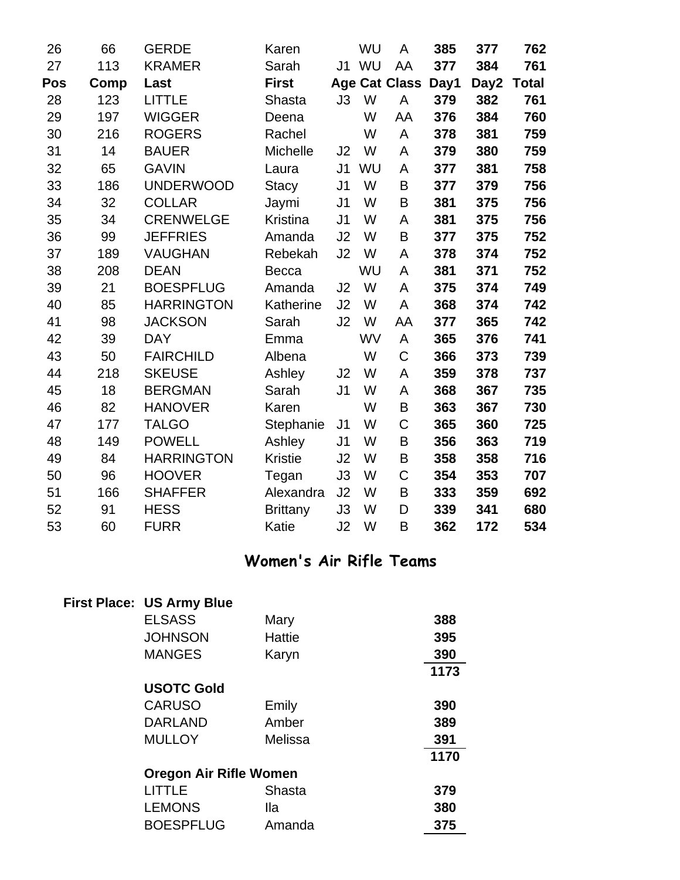| 26 | 66 | GERDE | Karen |  | WU | A | **385** | **377** | **762** |
|---|---|---|---|---|---|---|---|---|---|
| 27 | 113 | KRAMER | Sarah | J1 | WU | AA | **377** | **384** | **761** |
| **Pos** | **Comp** | **Last** | **First** | **Age** | **Cat** | **Class** | **Day1** | **Day2** | **Total** |
| 28 | 123 | LITTLE | Shasta | J3 | W | A | **379** | **382** | **761** |
| 29 | 197 | WIGGER | Deena |  | W | AA | **376** | **384** | **760** |
| 30 | 216 | ROGERS | Rachel |  | W | A | **378** | **381** | **759** |
| 31 | 14 | BAUER | Michelle | J2 | W | A | **379** | **380** | **759** |
| 32 | 65 | GAVIN | Laura | J1 | WU | A | **377** | **381** | **758** |
| 33 | 186 | UNDERWOOD | Stacy | J1 | W | B | **377** | **379** | **756** |
| 34 | 32 | COLLAR | Jaymi | J1 | W | B | **381** | **375** | **756** |
| 35 | 34 | CRENWELGE | Kristina | J1 | W | A | **381** | **375** | **756** |
| 36 | 99 | JEFFRIES | Amanda | J2 | W | B | **377** | **375** | **752** |
| 37 | 189 | VAUGHAN | Rebekah | J2 | W | A | **378** | **374** | **752** |
| 38 | 208 | DEAN | Becca |  | WU | A | **381** | **371** | **752** |
| 39 | 21 | BOESPFLUG | Amanda | J2 | W | A | **375** | **374** | **749** |
| 40 | 85 | HARRINGTON | Katherine | J2 | W | A | **368** | **374** | **742** |
| 41 | 98 | JACKSON | Sarah | J2 | W | AA | **377** | **365** | **742** |
| 42 | 39 | DAY | Emma |  | WV | A | **365** | **376** | **741** |
| 43 | 50 | FAIRCHILD | Albena |  | W | C | **366** | **373** | **739** |
| 44 | 218 | SKEUSE | Ashley | J2 | W | A | **359** | **378** | **737** |
| 45 | 18 | BERGMAN | Sarah | J1 | W | A | **368** | **367** | **735** |
| 46 | 82 | HANOVER | Karen |  | W | B | **363** | **367** | **730** |
| 47 | 177 | TALGO | Stephanie | J1 | W | C | **365** | **360** | **725** |
| 48 | 149 | POWELL | Ashley | J1 | W | B | **356** | **363** | **719** |
| 49 | 84 | HARRINGTON | Kristie | J2 | W | B | **358** | **358** | **716** |
| 50 | 96 | HOOVER | Tegan | J3 | W | C | **354** | **353** | **707** |
| 51 | 166 | SHAFFER | Alexandra | J2 | W | B | **333** | **359** | **692** |
| 52 | 91 | HESS | Brittany | J3 | W | D | **339** | **341** | **680** |
| 53 | 60 | FURR | Katie | J2 | W | B | **362** | **172** | **534** |

## Women's Air Rifle Teams

**First Place: US Army Blue**

| | | |
|---|---|---|
| ELSASS | Mary | **388** |
| JOHNSON | Hattie | **395** |
| MANGES | Karyn | **390** |
| | | **1173** |

**USOTC Gold**

| | | |
|---|---|---|
| CARUSO | Emily | **390** |
| DARLAND | Amber | **389** |
| MULLOY | Melissa | **391** |
| | | **1170** |

**Oregon Air Rifle Women**

| | | |
|---|---|---|
| LITTLE | Shasta | **379** |
| LEMONS | Ila | **380** |
| BOESPFLUG | Amanda | **375** |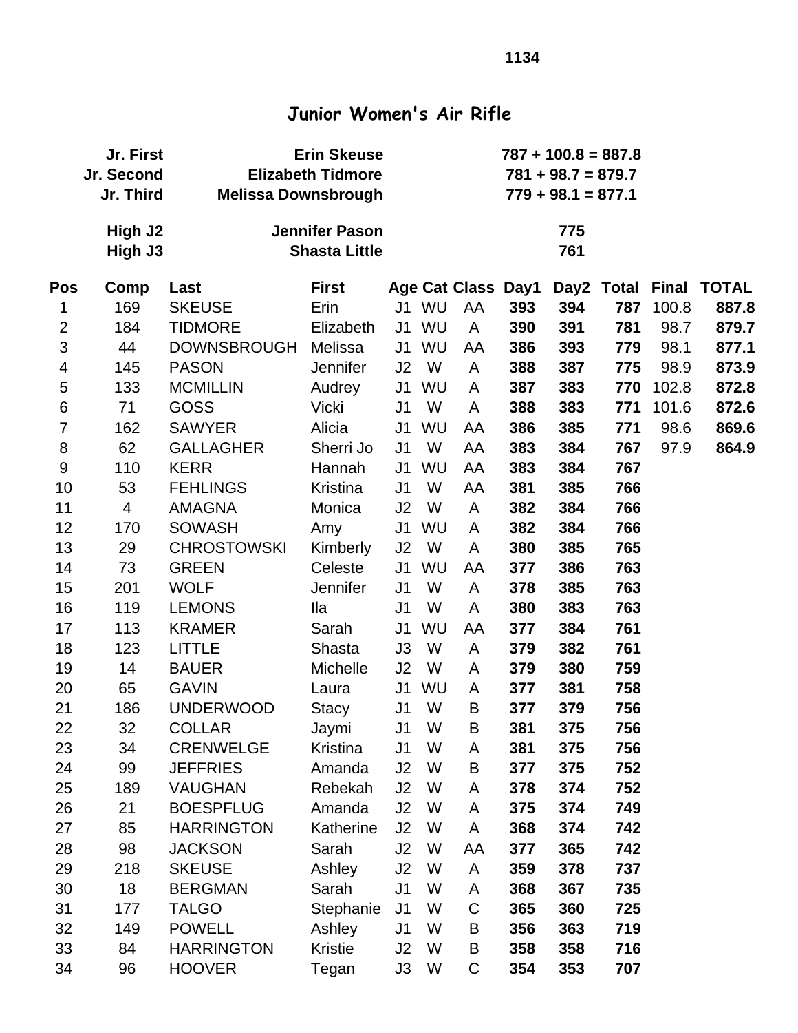1134

# Junior Women's Air Rifle

| | | |
|---|---|---|
| Jr. First | Erin Skeuse | 787 + 100.8 = 887.8 |
| Jr. Second | Elizabeth Tidmore | 781 + 98.7 = 879.7 |
| Jr. Third | Melissa Downsbrough | 779 + 98.1 = 877.1 |
| High J2 | Jennifer Pason | 775 |
| High J3 | Shasta Little | 761 |

| Pos | Comp | Last | First | Age | Cat | Class | Day1 | Day2 | Total | Final | TOTAL |
|---|---|---|---|---|---|---|---|---|---|---|---|
| 1 | 169 | SKEUSE | Erin | J1 | WU | AA | 393 | 394 | 787 | 100.8 | 887.8 |
| 2 | 184 | TIDMORE | Elizabeth | J1 | WU | A | 390 | 391 | 781 | 98.7 | 879.7 |
| 3 | 44 | DOWNSBROUGH | Melissa | J1 | WU | AA | 386 | 393 | 779 | 98.1 | 877.1 |
| 4 | 145 | PASON | Jennifer | J2 | W | A | 388 | 387 | 775 | 98.9 | 873.9 |
| 5 | 133 | MCMILLIN | Audrey | J1 | WU | A | 387 | 383 | 770 | 102.8 | 872.8 |
| 6 | 71 | GOSS | Vicki | J1 | W | A | 388 | 383 | 771 | 101.6 | 872.6 |
| 7 | 162 | SAWYER | Alicia | J1 | WU | AA | 386 | 385 | 771 | 98.6 | 869.6 |
| 8 | 62 | GALLAGHER | Sherri Jo | J1 | W | AA | 383 | 384 | 767 | 97.9 | 864.9 |
| 9 | 110 | KERR | Hannah | J1 | WU | AA | 383 | 384 | 767 | | |
| 10 | 53 | FEHLINGS | Kristina | J1 | W | AA | 381 | 385 | 766 | | |
| 11 | 4 | AMAGNA | Monica | J2 | W | A | 382 | 384 | 766 | | |
| 12 | 170 | SOWASH | Amy | J1 | WU | A | 382 | 384 | 766 | | |
| 13 | 29 | CHROSTOWSKI | Kimberly | J2 | W | A | 380 | 385 | 765 | | |
| 14 | 73 | GREEN | Celeste | J1 | WU | AA | 377 | 386 | 763 | | |
| 15 | 201 | WOLF | Jennifer | J1 | W | A | 378 | 385 | 763 | | |
| 16 | 119 | LEMONS | Ila | J1 | W | A | 380 | 383 | 763 | | |
| 17 | 113 | KRAMER | Sarah | J1 | WU | AA | 377 | 384 | 761 | | |
| 18 | 123 | LITTLE | Shasta | J3 | W | A | 379 | 382 | 761 | | |
| 19 | 14 | BAUER | Michelle | J2 | W | A | 379 | 380 | 759 | | |
| 20 | 65 | GAVIN | Laura | J1 | WU | A | 377 | 381 | 758 | | |
| 21 | 186 | UNDERWOOD | Stacy | J1 | W | B | 377 | 379 | 756 | | |
| 22 | 32 | COLLAR | Jaymi | J1 | W | B | 381 | 375 | 756 | | |
| 23 | 34 | CRENWELGE | Kristina | J1 | W | A | 381 | 375 | 756 | | |
| 24 | 99 | JEFFRIES | Amanda | J2 | W | B | 377 | 375 | 752 | | |
| 25 | 189 | VAUGHAN | Rebekah | J2 | W | A | 378 | 374 | 752 | | |
| 26 | 21 | BOESPFLUG | Amanda | J2 | W | A | 375 | 374 | 749 | | |
| 27 | 85 | HARRINGTON | Katherine | J2 | W | A | 368 | 374 | 742 | | |
| 28 | 98 | JACKSON | Sarah | J2 | W | AA | 377 | 365 | 742 | | |
| 29 | 218 | SKEUSE | Ashley | J2 | W | A | 359 | 378 | 737 | | |
| 30 | 18 | BERGMAN | Sarah | J1 | W | A | 368 | 367 | 735 | | |
| 31 | 177 | TALGO | Stephanie | J1 | W | C | 365 | 360 | 725 | | |
| 32 | 149 | POWELL | Ashley | J1 | W | B | 356 | 363 | 719 | | |
| 33 | 84 | HARRINGTON | Kristie | J2 | W | B | 358 | 358 | 716 | | |
| 34 | 96 | HOOVER | Tegan | J3 | W | C | 354 | 353 | 707 | | |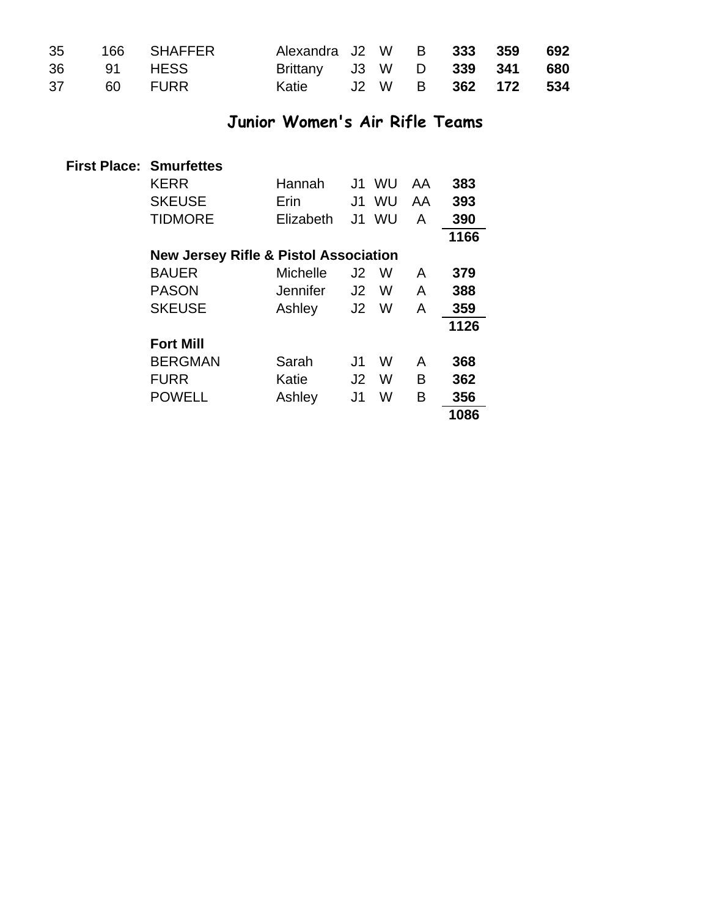| | | | | | | | | | |
|---|---|---|---|---|---|---|---|---|---|
| 35 | 166 | SHAFFER | Alexandra | J2 | W | B | **333** | **359** | **692** |
| 36 | 91 | HESS | Brittany | J3 | W | D | **339** | **341** | **680** |
| 37 | 60 | FURR | Katie | J2 | W | B | **362** | **172** | **534** |

## Junior Women's Air Rifle Teams

| | | | | | | |
|---|---|---|---|---|---|---|
| **First Place:** | **Smurfettes** | | | | | |
| | KERR | Hannah | J1 | WU | AA | **383** |
| | SKEUSE | Erin | J1 | WU | AA | **393** |
| | TIDMORE | Elizabeth | J1 | WU | A | **390** |
| | | | | | | **1166** |
| | **New Jersey Rifle & Pistol Association** | | | | | |
| | BAUER | Michelle | J2 | W | A | **379** |
| | PASON | Jennifer | J2 | W | A | **388** |
| | SKEUSE | Ashley | J2 | W | A | **359** |
| | | | | | | **1126** |
| | **Fort Mill** | | | | | |
| | BERGMAN | Sarah | J1 | W | A | **368** |
| | FURR | Katie | J2 | W | B | **362** |
| | POWELL | Ashley | J1 | W | B | **356** |
| | | | | | | **1086** |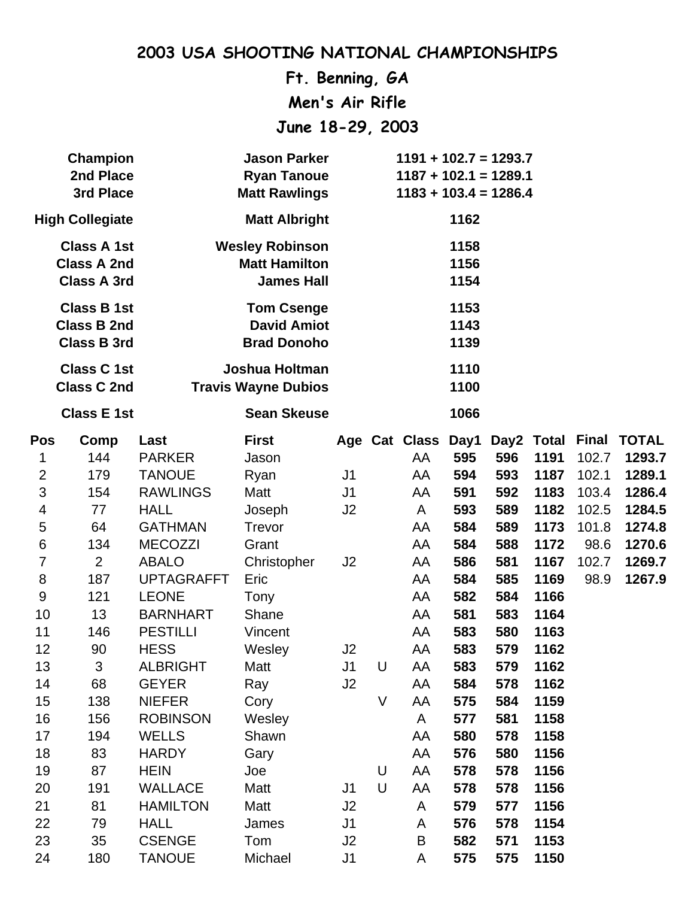# 2003 USA SHOOTING NATIONAL CHAMPIONSHIPS

## Ft. Benning, GA

## Men's Air Rifle

## June 18-29, 2003

| | | |
|---|---|---|
| **Champion** | **Jason Parker** | **1191 + 102.7 = 1293.7** |
| **2nd Place** | **Ryan Tanoue** | **1187 + 102.1 = 1289.1** |
| **3rd Place** | **Matt Rawlings** | **1183 + 103.4 = 1286.4** |
| **High Collegiate** | **Matt Albright** | **1162** |
| **Class A 1st** | **Wesley Robinson** | **1158** |
| **Class A 2nd** | **Matt Hamilton** | **1156** |
| **Class A 3rd** | **James Hall** | **1154** |
| **Class B 1st** | **Tom Csenge** | **1153** |
| **Class B 2nd** | **David Amiot** | **1143** |
| **Class B 3rd** | **Brad Donoho** | **1139** |
| **Class C 1st** | **Joshua Holtman** | **1110** |
| **Class C 2nd** | **Travis Wayne Dubios** | **1100** |
| **Class E 1st** | **Sean Skeuse** | **1066** |

| Pos | Comp | Last | First | Age | Cat | Class | Day1 | Day2 | Total | Final | TOTAL |
|---|---|---|---|---|---|---|---|---|---|---|---|
| 1 | 144 | PARKER | Jason | | | AA | **595** | **596** | **1191** | 102.7 | **1293.7** |
| 2 | 179 | TANOUE | Ryan | J1 | | AA | **594** | **593** | **1187** | 102.1 | **1289.1** |
| 3 | 154 | RAWLINGS | Matt | J1 | | AA | **591** | **592** | **1183** | 103.4 | **1286.4** |
| 4 | 77 | HALL | Joseph | J2 | | A | **593** | **589** | **1182** | 102.5 | **1284.5** |
| 5 | 64 | GATHMAN | Trevor | | | AA | **584** | **589** | **1173** | 101.8 | **1274.8** |
| 6 | 134 | MECOZZI | Grant | | | AA | **584** | **588** | **1172** | 98.6 | **1270.6** |
| 7 | 2 | ABALO | Christopher | J2 | | AA | **586** | **581** | **1167** | 102.7 | **1269.7** |
| 8 | 187 | UPTAGRAFFT | Eric | | | AA | **584** | **585** | **1169** | 98.9 | **1267.9** |
| 9 | 121 | LEONE | Tony | | | AA | **582** | **584** | **1166** | | |
| 10 | 13 | BARNHART | Shane | | | AA | **581** | **583** | **1164** | | |
| 11 | 146 | PESTILLI | Vincent | | | AA | **583** | **580** | **1163** | | |
| 12 | 90 | HESS | Wesley | J2 | | AA | **583** | **579** | **1162** | | |
| 13 | 3 | ALBRIGHT | Matt | J1 | U | AA | **583** | **579** | **1162** | | |
| 14 | 68 | GEYER | Ray | J2 | | AA | **584** | **578** | **1162** | | |
| 15 | 138 | NIEFER | Cory | | V | AA | **575** | **584** | **1159** | | |
| 16 | 156 | ROBINSON | Wesley | | | A | **577** | **581** | **1158** | | |
| 17 | 194 | WELLS | Shawn | | | AA | **580** | **578** | **1158** | | |
| 18 | 83 | HARDY | Gary | | | AA | **576** | **580** | **1156** | | |
| 19 | 87 | HEIN | Joe | | U | AA | **578** | **578** | **1156** | | |
| 20 | 191 | WALLACE | Matt | J1 | U | AA | **578** | **578** | **1156** | | |
| 21 | 81 | HAMILTON | Matt | J2 | | A | **579** | **577** | **1156** | | |
| 22 | 79 | HALL | James | J1 | | A | **576** | **578** | **1154** | | |
| 23 | 35 | CSENGE | Tom | J2 | | B | **582** | **571** | **1153** | | |
| 24 | 180 | TANOUE | Michael | J1 | | A | **575** | **575** | **1150** | | |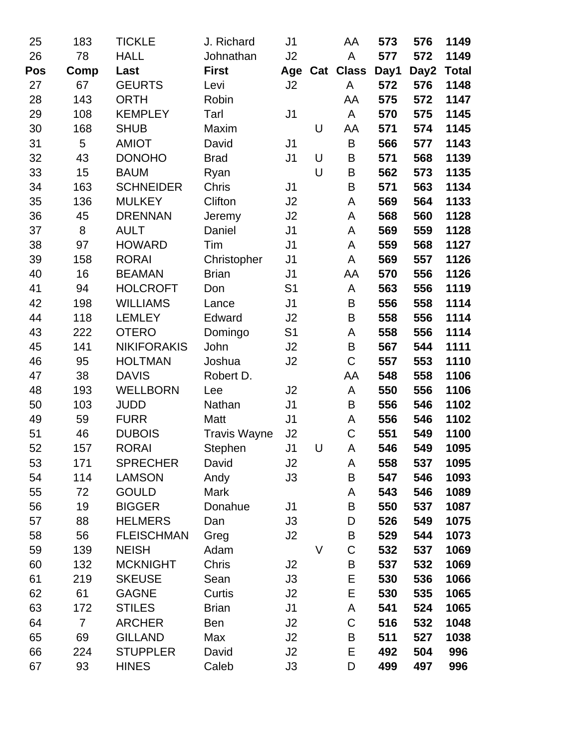| 25 | 183 | TICKLE | J. Richard | J1 | | AA | **573** | **576** | **1149** |
|---|---|---|---|---|---|---|---|---|---|
| 26 | 78 | HALL | Johnathan | J2 | | A | **577** | **572** | **1149** |
| **Pos** | **Comp** | **Last** | **First** | **Age** | **Cat** | **Class** | **Day1** | **Day2** | **Total** |
| 27 | 67 | GEURTS | Levi | J2 | | A | **572** | **576** | **1148** |
| 28 | 143 | ORTH | Robin | | | AA | **575** | **572** | **1147** |
| 29 | 108 | KEMPLEY | Tarl | J1 | | A | **570** | **575** | **1145** |
| 30 | 168 | SHUB | Maxim | | U | AA | **571** | **574** | **1145** |
| 31 | 5 | AMIOT | David | J1 | | B | **566** | **577** | **1143** |
| 32 | 43 | DONOHO | Brad | J1 | U | B | **571** | **568** | **1139** |
| 33 | 15 | BAUM | Ryan | | U | B | **562** | **573** | **1135** |
| 34 | 163 | SCHNEIDER | Chris | J1 | | B | **571** | **563** | **1134** |
| 35 | 136 | MULKEY | Clifton | J2 | | A | **569** | **564** | **1133** |
| 36 | 45 | DRENNAN | Jeremy | J2 | | A | **568** | **560** | **1128** |
| 37 | 8 | AULT | Daniel | J1 | | A | **569** | **559** | **1128** |
| 38 | 97 | HOWARD | Tim | J1 | | A | **559** | **568** | **1127** |
| 39 | 158 | RORAI | Christopher | J1 | | A | **569** | **557** | **1126** |
| 40 | 16 | BEAMAN | Brian | J1 | | AA | **570** | **556** | **1126** |
| 41 | 94 | HOLCROFT | Don | S1 | | A | **563** | **556** | **1119** |
| 42 | 198 | WILLIAMS | Lance | J1 | | B | **556** | **558** | **1114** |
| 44 | 118 | LEMLEY | Edward | J2 | | B | **558** | **556** | **1114** |
| 43 | 222 | OTERO | Domingo | S1 | | A | **558** | **556** | **1114** |
| 45 | 141 | NIKIFORAKIS | John | J2 | | B | **567** | **544** | **1111** |
| 46 | 95 | HOLTMAN | Joshua | J2 | | C | **557** | **553** | **1110** |
| 47 | 38 | DAVIS | Robert D. | | | AA | **548** | **558** | **1106** |
| 48 | 193 | WELLBORN | Lee | J2 | | A | **550** | **556** | **1106** |
| 50 | 103 | JUDD | Nathan | J1 | | B | **556** | **546** | **1102** |
| 49 | 59 | FURR | Matt | J1 | | A | **556** | **546** | **1102** |
| 51 | 46 | DUBOIS | Travis Wayne | J2 | | C | **551** | **549** | **1100** |
| 52 | 157 | RORAI | Stephen | J1 | U | A | **546** | **549** | **1095** |
| 53 | 171 | SPRECHER | David | J2 | | A | **558** | **537** | **1095** |
| 54 | 114 | LAMSON | Andy | J3 | | B | **547** | **546** | **1093** |
| 55 | 72 | GOULD | Mark | | | A | **543** | **546** | **1089** |
| 56 | 19 | BIGGER | Donahue | J1 | | B | **550** | **537** | **1087** |
| 57 | 88 | HELMERS | Dan | J3 | | D | **526** | **549** | **1075** |
| 58 | 56 | FLEISCHMAN | Greg | J2 | | B | **529** | **544** | **1073** |
| 59 | 139 | NEISH | Adam | | V | C | **532** | **537** | **1069** |
| 60 | 132 | MCKNIGHT | Chris | J2 | | B | **537** | **532** | **1069** |
| 61 | 219 | SKEUSE | Sean | J3 | | E | **530** | **536** | **1066** |
| 62 | 61 | GAGNE | Curtis | J2 | | E | **530** | **535** | **1065** |
| 63 | 172 | STILES | Brian | J1 | | A | **541** | **524** | **1065** |
| 64 | 7 | ARCHER | Ben | J2 | | C | **516** | **532** | **1048** |
| 65 | 69 | GILLAND | Max | J2 | | B | **511** | **527** | **1038** |
| 66 | 224 | STUPPLER | David | J2 | | E | **492** | **504** | **996** |
| 67 | 93 | HINES | Caleb | J3 | | D | **499** | **497** | **996** |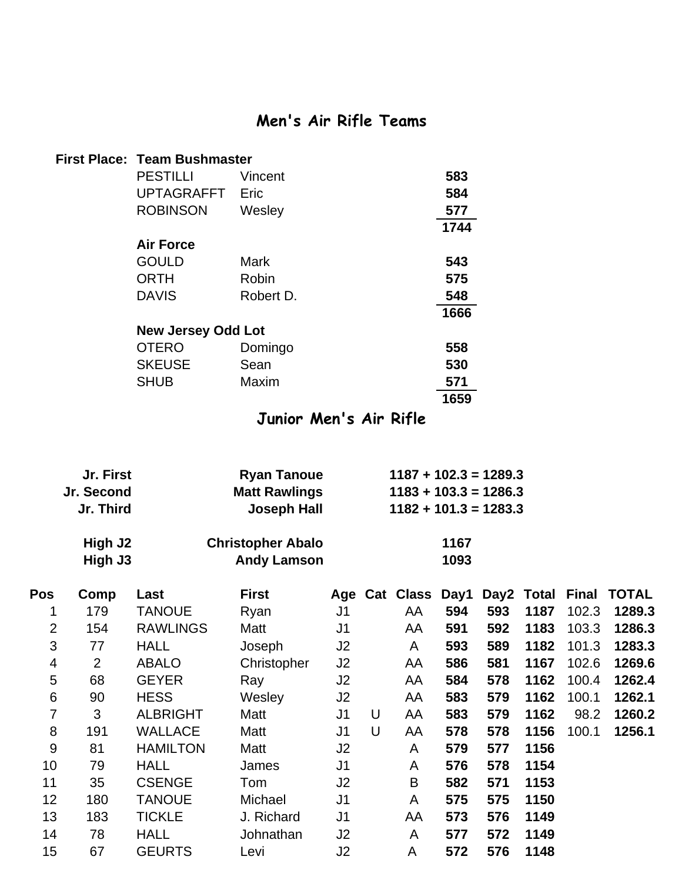## Men's Air Rifle Teams

**First Place: Team Bushmaster**

| | | |
|---|---|---|
| PESTILLI | Vincent | **583** |
| UPTAGRAFFT | Eric | **584** |
| ROBINSON | Wesley | **577** |
| | | **1744** |

**Air Force**

| | | |
|---|---|---|
| GOULD | Mark | **543** |
| ORTH | Robin | **575** |
| DAVIS | Robert D. | **548** |
| | | **1666** |

**New Jersey Odd Lot**

| | | |
|---|---|---|
| OTERO | Domingo | **558** |
| SKEUSE | Sean | **530** |
| SHUB | Maxim | **571** |
| | | **1659** |

## Junior Men's Air Rifle

| | | |
|---|---|---|
| **Jr. First** | **Ryan Tanoue** | **1187 + 102.3 = 1289.3** |
| **Jr. Second** | **Matt Rawlings** | **1183 + 103.3 = 1286.3** |
| **Jr. Third** | **Joseph Hall** | **1182 + 101.3 = 1283.3** |
| **High J2** | **Christopher Abalo** | **1167** |
| **High J3** | **Andy Lamson** | **1093** |

| Pos | Comp | Last | First | Age | Cat | Class | Day1 | Day2 | Total | Final | TOTAL |
|---|---|---|---|---|---|---|---|---|---|---|---|
| 1 | 179 | TANOUE | Ryan | J1 | | AA | **594** | **593** | **1187** | 102.3 | **1289.3** |
| 2 | 154 | RAWLINGS | Matt | J1 | | AA | **591** | **592** | **1183** | 103.3 | **1286.3** |
| 3 | 77 | HALL | Joseph | J2 | | A | **593** | **589** | **1182** | 101.3 | **1283.3** |
| 4 | 2 | ABALO | Christopher | J2 | | AA | **586** | **581** | **1167** | 102.6 | **1269.6** |
| 5 | 68 | GEYER | Ray | J2 | | AA | **584** | **578** | **1162** | 100.4 | **1262.4** |
| 6 | 90 | HESS | Wesley | J2 | | AA | **583** | **579** | **1162** | 100.1 | **1262.1** |
| 7 | 3 | ALBRIGHT | Matt | J1 | U | AA | **583** | **579** | **1162** | 98.2 | **1260.2** |
| 8 | 191 | WALLACE | Matt | J1 | U | AA | **578** | **578** | **1156** | 100.1 | **1256.1** |
| 9 | 81 | HAMILTON | Matt | J2 | | A | **579** | **577** | **1156** | | |
| 10 | 79 | HALL | James | J1 | | A | **576** | **578** | **1154** | | |
| 11 | 35 | CSENGE | Tom | J2 | | B | **582** | **571** | **1153** | | |
| 12 | 180 | TANOUE | Michael | J1 | | A | **575** | **575** | **1150** | | |
| 13 | 183 | TICKLE | J. Richard | J1 | | AA | **573** | **576** | **1149** | | |
| 14 | 78 | HALL | Johnathan | J2 | | A | **577** | **572** | **1149** | | |
| 15 | 67 | GEURTS | Levi | J2 | | A | **572** | **576** | **1148** | | |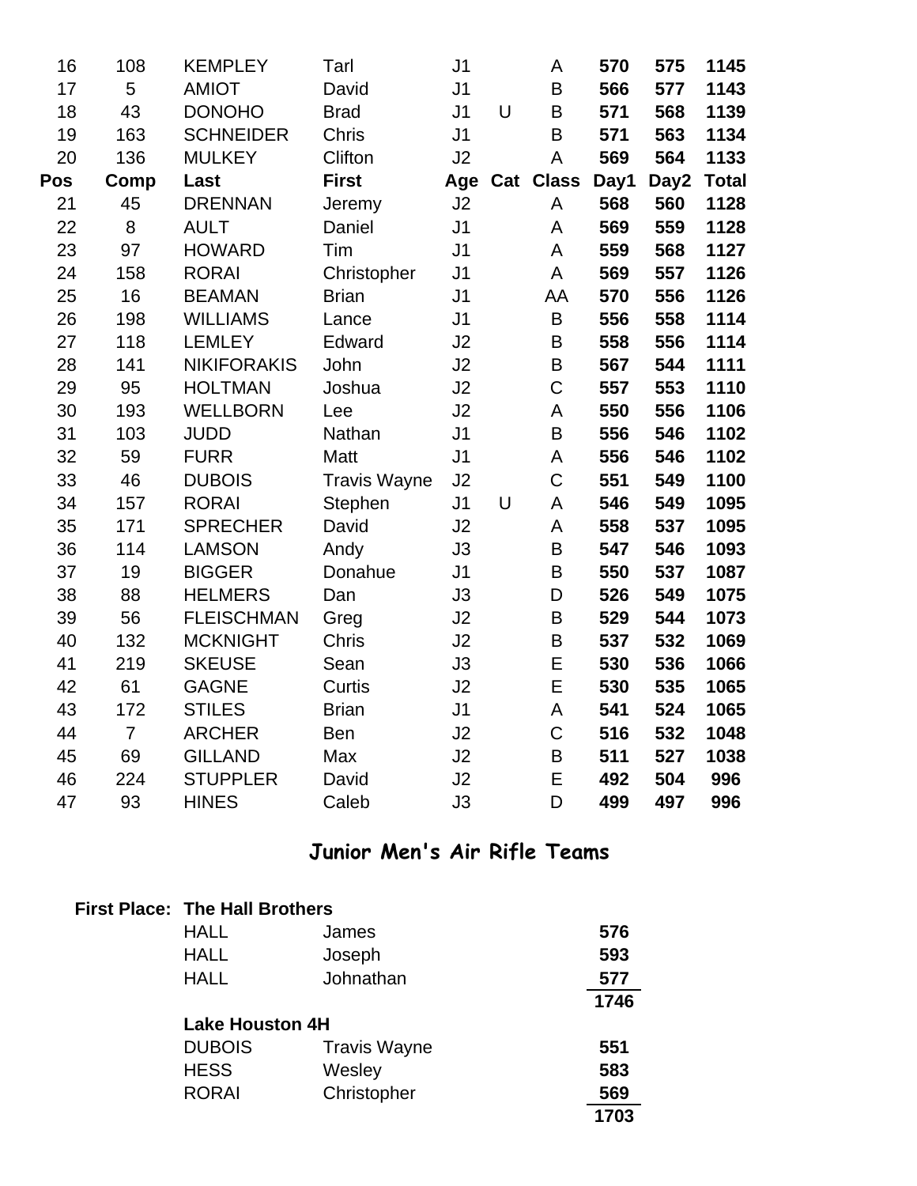| Pos | Comp | Last | First | Age | Cat | Class | Day1 | Day2 | Total |
|---|---|---|---|---|---|---|---|---|---|
| 16 | 108 | KEMPLEY | Tarl | J1 | | A | **570** | **575** | **1145** |
| 17 | 5 | AMIOT | David | J1 | | B | **566** | **577** | **1143** |
| 18 | 43 | DONOHO | Brad | J1 | U | B | **571** | **568** | **1139** |
| 19 | 163 | SCHNEIDER | Chris | J1 | | B | **571** | **563** | **1134** |
| 20 | 136 | MULKEY | Clifton | J2 | | A | **569** | **564** | **1133** |
| **Pos** | **Comp** | **Last** | **First** | **Age** | **Cat** | **Class** | **Day1** | **Day2** | **Total** |
| 21 | 45 | DRENNAN | Jeremy | J2 | | A | **568** | **560** | **1128** |
| 22 | 8 | AULT | Daniel | J1 | | A | **569** | **559** | **1128** |
| 23 | 97 | HOWARD | Tim | J1 | | A | **559** | **568** | **1127** |
| 24 | 158 | RORAI | Christopher | J1 | | A | **569** | **557** | **1126** |
| 25 | 16 | BEAMAN | Brian | J1 | | AA | **570** | **556** | **1126** |
| 26 | 198 | WILLIAMS | Lance | J1 | | B | **556** | **558** | **1114** |
| 27 | 118 | LEMLEY | Edward | J2 | | B | **558** | **556** | **1114** |
| 28 | 141 | NIKIFORAKIS | John | J2 | | B | **567** | **544** | **1111** |
| 29 | 95 | HOLTMAN | Joshua | J2 | | C | **557** | **553** | **1110** |
| 30 | 193 | WELLBORN | Lee | J2 | | A | **550** | **556** | **1106** |
| 31 | 103 | JUDD | Nathan | J1 | | B | **556** | **546** | **1102** |
| 32 | 59 | FURR | Matt | J1 | | A | **556** | **546** | **1102** |
| 33 | 46 | DUBOIS | Travis Wayne | J2 | | C | **551** | **549** | **1100** |
| 34 | 157 | RORAI | Stephen | J1 | U | A | **546** | **549** | **1095** |
| 35 | 171 | SPRECHER | David | J2 | | A | **558** | **537** | **1095** |
| 36 | 114 | LAMSON | Andy | J3 | | B | **547** | **546** | **1093** |
| 37 | 19 | BIGGER | Donahue | J1 | | B | **550** | **537** | **1087** |
| 38 | 88 | HELMERS | Dan | J3 | | D | **526** | **549** | **1075** |
| 39 | 56 | FLEISCHMAN | Greg | J2 | | B | **529** | **544** | **1073** |
| 40 | 132 | MCKNIGHT | Chris | J2 | | B | **537** | **532** | **1069** |
| 41 | 219 | SKEUSE | Sean | J3 | | E | **530** | **536** | **1066** |
| 42 | 61 | GAGNE | Curtis | J2 | | E | **530** | **535** | **1065** |
| 43 | 172 | STILES | Brian | J1 | | A | **541** | **524** | **1065** |
| 44 | 7 | ARCHER | Ben | J2 | | C | **516** | **532** | **1048** |
| 45 | 69 | GILLAND | Max | J2 | | B | **511** | **527** | **1038** |
| 46 | 224 | STUPPLER | David | J2 | | E | **492** | **504** | **996** |
| 47 | 93 | HINES | Caleb | J3 | | D | **499** | **497** | **996** |

## Junior Men's Air Rifle Teams

| | | | |
|---|---|---|---|
| **First Place:** | **The Hall Brothers** | | |
| | HALL | James | **576** |
| | HALL | Joseph | **593** |
| | HALL | Johnathan | **577** |
| | | | **1746** |
| | **Lake Houston 4H** | | |
| | DUBOIS | Travis Wayne | **551** |
| | HESS | Wesley | **583** |
| | RORAI | Christopher | **569** |
| | | | **1703** |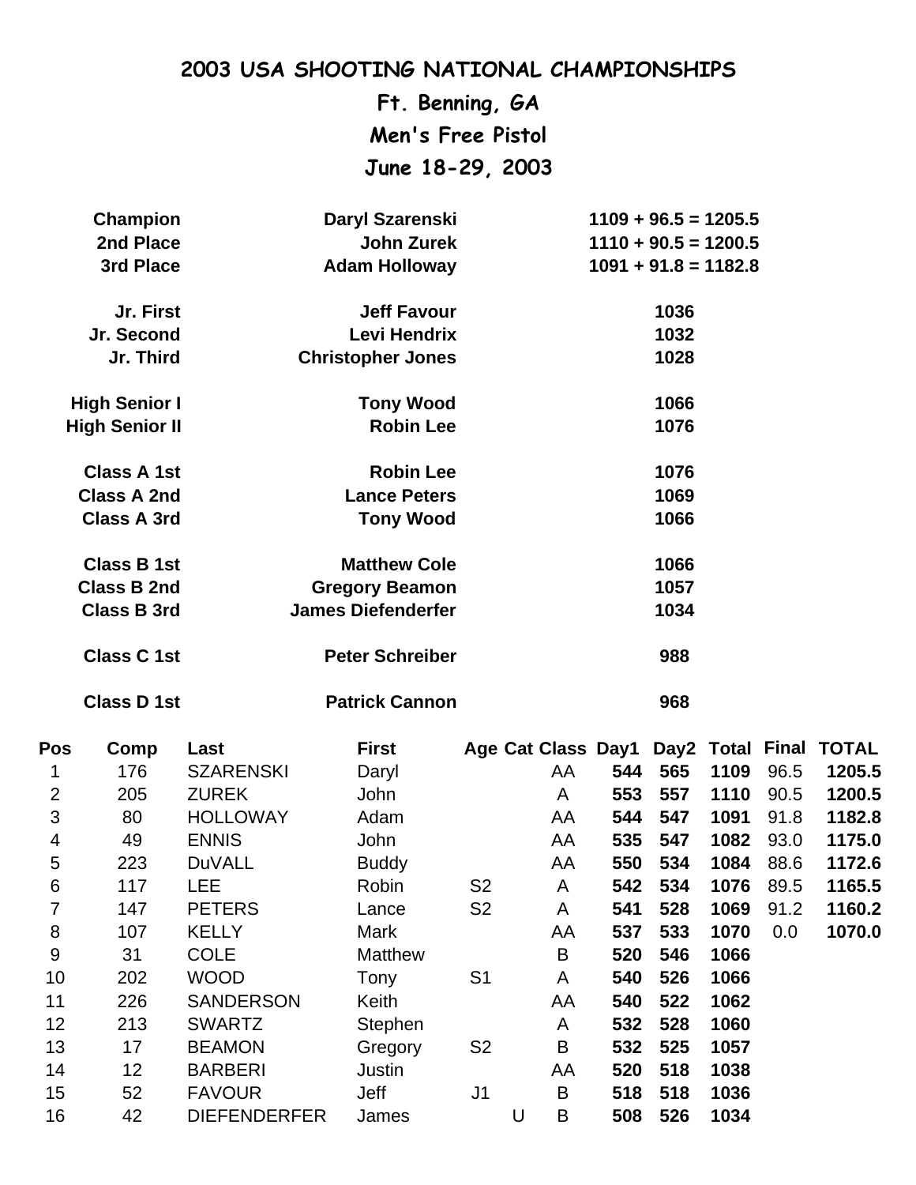# 2003 USA SHOOTING NATIONAL CHAMPIONSHIPS

## Ft. Benning, GA

## Men's Free Pistol

## June 18-29, 2003

| | | |
|---|---|---|
| **Champion** | **Daryl Szarenski** | **1109 + 96.5 = 1205.5** |
| **2nd Place** | **John Zurek** | **1110 + 90.5 = 1200.5** |
| **3rd Place** | **Adam Holloway** | **1091 + 91.8 = 1182.8** |
| | | |
| **Jr. First** | **Jeff Favour** | **1036** |
| **Jr. Second** | **Levi Hendrix** | **1032** |
| **Jr. Third** | **Christopher Jones** | **1028** |
| | | |
| **High Senior I** | **Tony Wood** | **1066** |
| **High Senior II** | **Robin Lee** | **1076** |
| | | |
| **Class A 1st** | **Robin Lee** | **1076** |
| **Class A 2nd** | **Lance Peters** | **1069** |
| **Class A 3rd** | **Tony Wood** | **1066** |
| | | |
| **Class B 1st** | **Matthew Cole** | **1066** |
| **Class B 2nd** | **Gregory Beamon** | **1057** |
| **Class B 3rd** | **James Diefenderfer** | **1034** |
| | | |
| **Class C 1st** | **Peter Schreiber** | **988** |
| | | |
| **Class D 1st** | **Patrick Cannon** | **968** |

| Pos | Comp | Last | First | Age | Cat | Class | Day1 | Day2 | Total | Final | TOTAL |
|---|---|---|---|---|---|---|---|---|---|---|---|
| 1 | 176 | SZARENSKI | Daryl | | | AA | **544** | **565** | **1109** | 96.5 | **1205.5** |
| 2 | 205 | ZUREK | John | | | A | **553** | **557** | **1110** | 90.5 | **1200.5** |
| 3 | 80 | HOLLOWAY | Adam | | | AA | **544** | **547** | **1091** | 91.8 | **1182.8** |
| 4 | 49 | ENNIS | John | | | AA | **535** | **547** | **1082** | 93.0 | **1175.0** |
| 5 | 223 | DuVALL | Buddy | | | AA | **550** | **534** | **1084** | 88.6 | **1172.6** |
| 6 | 117 | LEE | Robin | S2 | | A | **542** | **534** | **1076** | 89.5 | **1165.5** |
| 7 | 147 | PETERS | Lance | S2 | | A | **541** | **528** | **1069** | 91.2 | **1160.2** |
| 8 | 107 | KELLY | Mark | | | AA | **537** | **533** | **1070** | 0.0 | **1070.0** |
| 9 | 31 | COLE | Matthew | | | B | **520** | **546** | **1066** | | |
| 10 | 202 | WOOD | Tony | S1 | | A | **540** | **526** | **1066** | | |
| 11 | 226 | SANDERSON | Keith | | | AA | **540** | **522** | **1062** | | |
| 12 | 213 | SWARTZ | Stephen | | | A | **532** | **528** | **1060** | | |
| 13 | 17 | BEAMON | Gregory | S2 | | B | **532** | **525** | **1057** | | |
| 14 | 12 | BARBERI | Justin | | | AA | **520** | **518** | **1038** | | |
| 15 | 52 | FAVOUR | Jeff | J1 | | B | **518** | **518** | **1036** | | |
| 16 | 42 | DIEFENDERFER | James | | U | B | **508** | **526** | **1034** | | |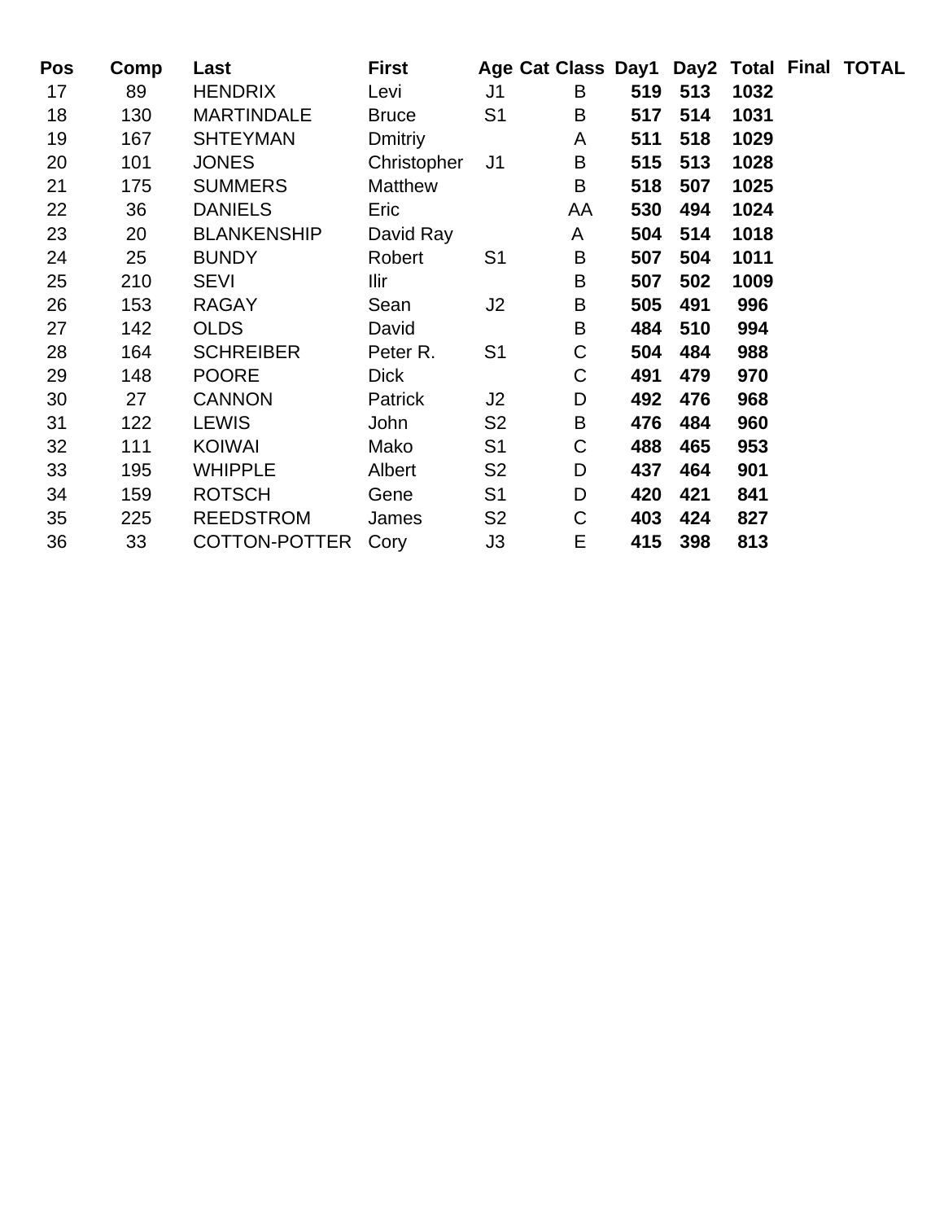| Pos | Comp | Last | First | Age | Cat | Class | Day1 | Day2 | Total | Final | TOTAL |
|---|---|---|---|---|---|---|---|---|---|---|---|
| 17 | 89 | HENDRIX | Levi | J1 | | B | **519** | **513** | **1032** | | |
| 18 | 130 | MARTINDALE | Bruce | S1 | | B | **517** | **514** | **1031** | | |
| 19 | 167 | SHTEYMAN | Dmitriy | | | A | **511** | **518** | **1029** | | |
| 20 | 101 | JONES | Christopher | J1 | | B | **515** | **513** | **1028** | | |
| 21 | 175 | SUMMERS | Matthew | | | B | **518** | **507** | **1025** | | |
| 22 | 36 | DANIELS | Eric | | | AA | **530** | **494** | **1024** | | |
| 23 | 20 | BLANKENSHIP | David Ray | | | A | **504** | **514** | **1018** | | |
| 24 | 25 | BUNDY | Robert | S1 | | B | **507** | **504** | **1011** | | |
| 25 | 210 | SEVI | Ilir | | | B | **507** | **502** | **1009** | | |
| 26 | 153 | RAGAY | Sean | J2 | | B | **505** | **491** | **996** | | |
| 27 | 142 | OLDS | David | | | B | **484** | **510** | **994** | | |
| 28 | 164 | SCHREIBER | Peter R. | S1 | | C | **504** | **484** | **988** | | |
| 29 | 148 | POORE | Dick | | | C | **491** | **479** | **970** | | |
| 30 | 27 | CANNON | Patrick | J2 | | D | **492** | **476** | **968** | | |
| 31 | 122 | LEWIS | John | S2 | | B | **476** | **484** | **960** | | |
| 32 | 111 | KOIWAI | Mako | S1 | | C | **488** | **465** | **953** | | |
| 33 | 195 | WHIPPLE | Albert | S2 | | D | **437** | **464** | **901** | | |
| 34 | 159 | ROTSCH | Gene | S1 | | D | **420** | **421** | **841** | | |
| 35 | 225 | REEDSTROM | James | S2 | | C | **403** | **424** | **827** | | |
| 36 | 33 | COTTON-POTTER | Cory | J3 | | E | **415** | **398** | **813** | | |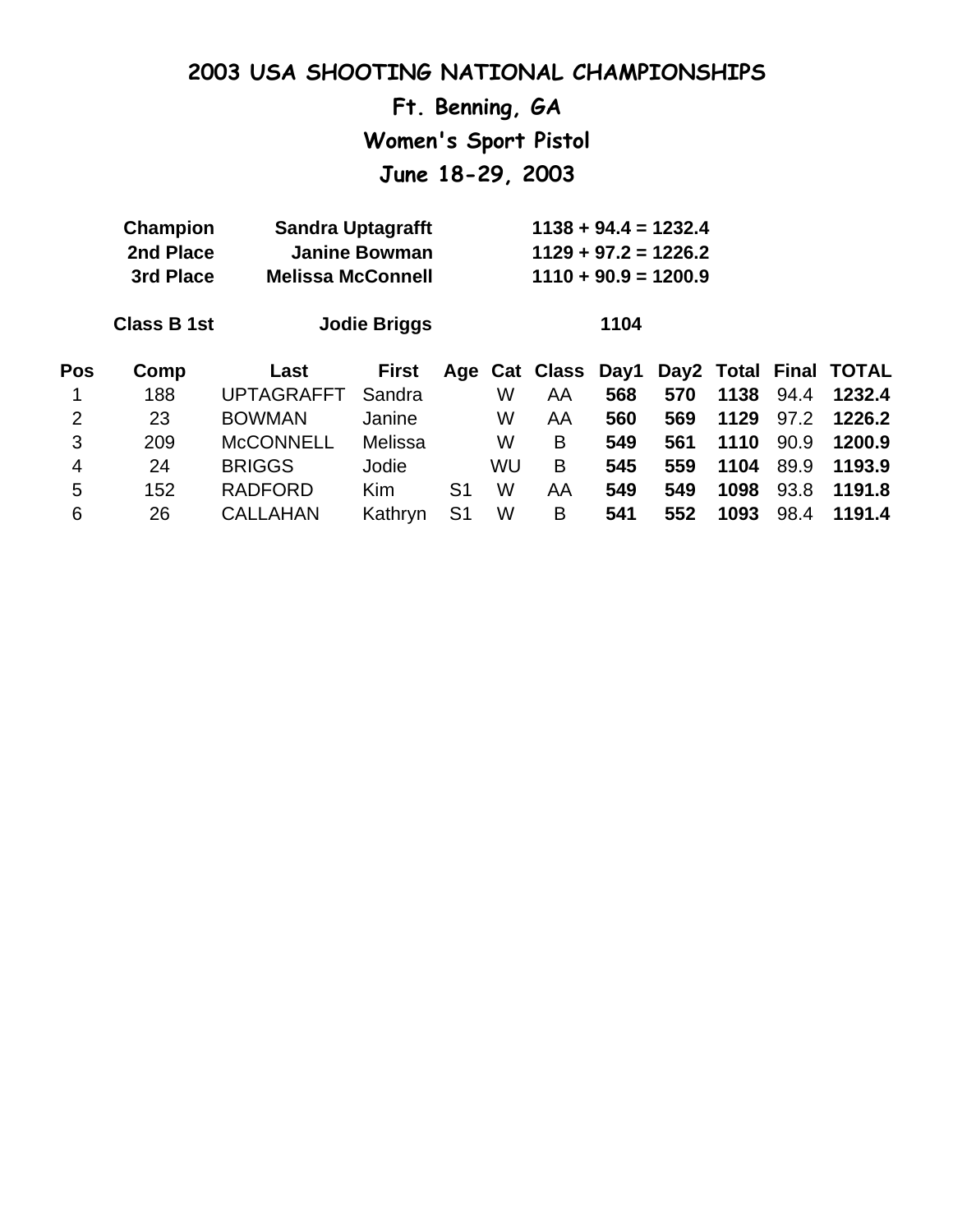# 2003 USA SHOOTING NATIONAL CHAMPIONSHIPS

## Ft. Benning, GA

## Women's Sport Pistol

## June 18-29, 2003

| | | |
|---|---|---|
| **Champion** | **Sandra Uptagrafft** | **1138 + 94.4 = 1232.4** |
| **2nd Place** | **Janine Bowman** | **1129 + 97.2 = 1226.2** |
| **3rd Place** | **Melissa McConnell** | **1110 + 90.9 = 1200.9** |
| **Class B 1st** | **Jodie Briggs** | **1104** |

| Pos | Comp | Last | First | Age | Cat | Class | Day1 | Day2 | Total | Final | TOTAL |
|---|---|---|---|---|---|---|---|---|---|---|---|
| 1 | 188 | UPTAGRAFFT | Sandra | | W | AA | **568** | **570** | **1138** | 94.4 | **1232.4** |
| 2 | 23 | BOWMAN | Janine | | W | AA | **560** | **569** | **1129** | 97.2 | **1226.2** |
| 3 | 209 | McCONNELL | Melissa | | W | B | **549** | **561** | **1110** | 90.9 | **1200.9** |
| 4 | 24 | BRIGGS | Jodie | | WU | B | **545** | **559** | **1104** | 89.9 | **1193.9** |
| 5 | 152 | RADFORD | Kim | S1 | W | AA | **549** | **549** | **1098** | 93.8 | **1191.8** |
| 6 | 26 | CALLAHAN | Kathryn | S1 | W | B | **541** | **552** | **1093** | 98.4 | **1191.4** |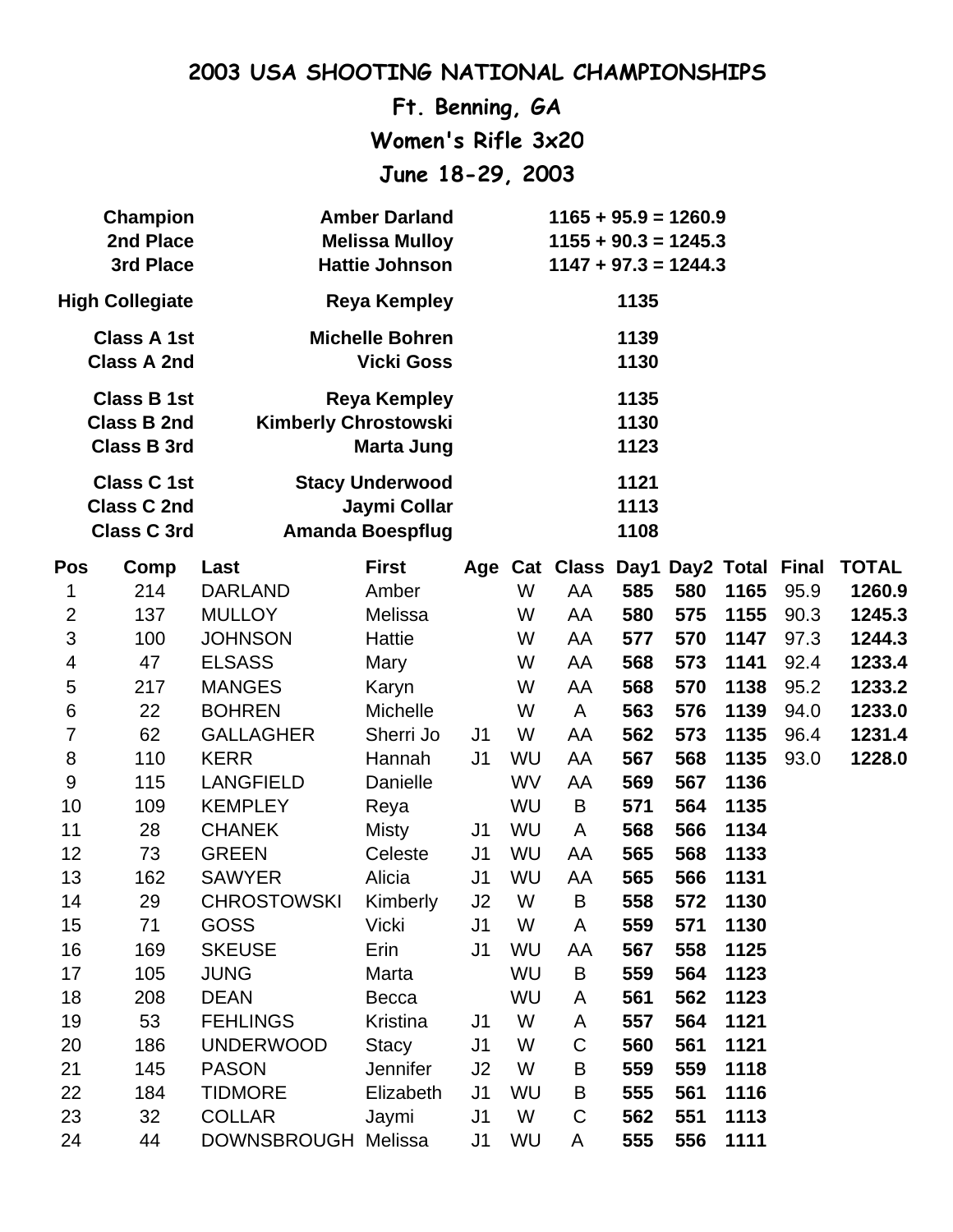# 2003 USA SHOOTING NATIONAL CHAMPIONSHIPS

## Ft. Benning, GA

## Women's Rifle 3x20

## June 18-29, 2003

| | | |
|---|---|---|
| **Champion** | **Amber Darland** | **1165 + 95.9 = 1260.9** |
| **2nd Place** | **Melissa Mulloy** | **1155 + 90.3 = 1245.3** |
| **3rd Place** | **Hattie Johnson** | **1147 + 97.3 = 1244.3** |
| **High Collegiate** | **Reya Kempley** | **1135** |
| **Class A 1st** | **Michelle Bohren** | **1139** |
| **Class A 2nd** | **Vicki Goss** | **1130** |
| **Class B 1st** | **Reya Kempley** | **1135** |
| **Class B 2nd** | **Kimberly Chrostowski** | **1130** |
| **Class B 3rd** | **Marta Jung** | **1123** |
| **Class C 1st** | **Stacy Underwood** | **1121** |
| **Class C 2nd** | **Jaymi Collar** | **1113** |
| **Class C 3rd** | **Amanda Boespflug** | **1108** |

| Pos | Comp | Last | First | Age | Cat | Class | Day1 | Day2 | Total | Final | TOTAL |
|---|---|---|---|---|---|---|---|---|---|---|---|
| 1 | 214 | DARLAND | Amber | | W | AA | **585** | **580** | **1165** | 95.9 | **1260.9** |
| 2 | 137 | MULLOY | Melissa | | W | AA | **580** | **575** | **1155** | 90.3 | **1245.3** |
| 3 | 100 | JOHNSON | Hattie | | W | AA | **577** | **570** | **1147** | 97.3 | **1244.3** |
| 4 | 47 | ELSASS | Mary | | W | AA | **568** | **573** | **1141** | 92.4 | **1233.4** |
| 5 | 217 | MANGES | Karyn | | W | AA | **568** | **570** | **1138** | 95.2 | **1233.2** |
| 6 | 22 | BOHREN | Michelle | | W | A | **563** | **576** | **1139** | 94.0 | **1233.0** |
| 7 | 62 | GALLAGHER | Sherri Jo | J1 | W | AA | **562** | **573** | **1135** | 96.4 | **1231.4** |
| 8 | 110 | KERR | Hannah | J1 | WU | AA | **567** | **568** | **1135** | 93.0 | **1228.0** |
| 9 | 115 | LANGFIELD | Danielle | | WV | AA | **569** | **567** | **1136** | | |
| 10 | 109 | KEMPLEY | Reya | | WU | B | **571** | **564** | **1135** | | |
| 11 | 28 | CHANEK | Misty | J1 | WU | A | **568** | **566** | **1134** | | |
| 12 | 73 | GREEN | Celeste | J1 | WU | AA | **565** | **568** | **1133** | | |
| 13 | 162 | SAWYER | Alicia | J1 | WU | AA | **565** | **566** | **1131** | | |
| 14 | 29 | CHROSTOWSKI | Kimberly | J2 | W | B | **558** | **572** | **1130** | | |
| 15 | 71 | GOSS | Vicki | J1 | W | A | **559** | **571** | **1130** | | |
| 16 | 169 | SKEUSE | Erin | J1 | WU | AA | **567** | **558** | **1125** | | |
| 17 | 105 | JUNG | Marta | | WU | B | **559** | **564** | **1123** | | |
| 18 | 208 | DEAN | Becca | | WU | A | **561** | **562** | **1123** | | |
| 19 | 53 | FEHLINGS | Kristina | J1 | W | A | **557** | **564** | **1121** | | |
| 20 | 186 | UNDERWOOD | Stacy | J1 | W | C | **560** | **561** | **1121** | | |
| 21 | 145 | PASON | Jennifer | J2 | W | B | **559** | **559** | **1118** | | |
| 22 | 184 | TIDMORE | Elizabeth | J1 | WU | B | **555** | **561** | **1116** | | |
| 23 | 32 | COLLAR | Jaymi | J1 | W | C | **562** | **551** | **1113** | | |
| 24 | 44 | DOWNSBROUGH | Melissa | J1 | WU | A | **555** | **556** | **1111** | | |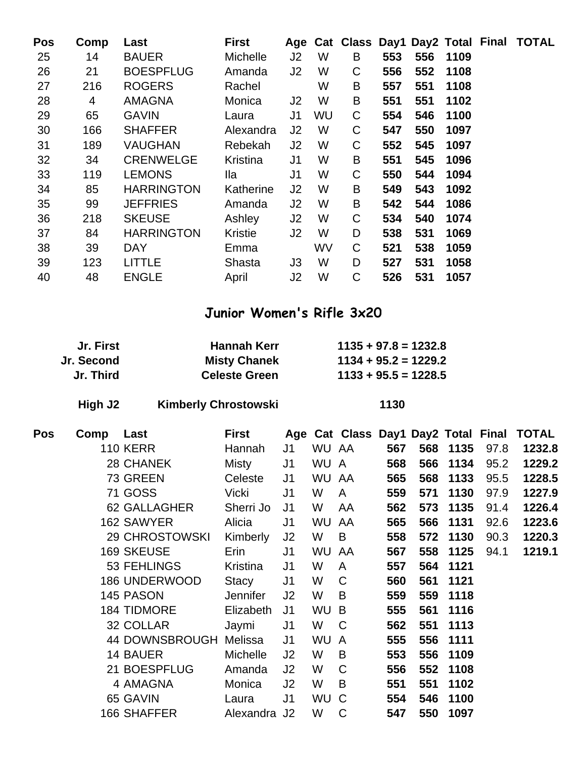| Pos | Comp | Last | First | Age | Cat | Class | Day1 | Day2 | Total | Final | TOTAL |
|---|---|---|---|---|---|---|---|---|---|---|---|
| 25 | 14 | BAUER | Michelle | J2 | W | B | **553** | **556** | **1109** | | |
| 26 | 21 | BOESPFLUG | Amanda | J2 | W | C | **556** | **552** | **1108** | | |
| 27 | 216 | ROGERS | Rachel | | W | B | **557** | **551** | **1108** | | |
| 28 | 4 | AMAGNA | Monica | J2 | W | B | **551** | **551** | **1102** | | |
| 29 | 65 | GAVIN | Laura | J1 | WU | C | **554** | **546** | **1100** | | |
| 30 | 166 | SHAFFER | Alexandra | J2 | W | C | **547** | **550** | **1097** | | |
| 31 | 189 | VAUGHAN | Rebekah | J2 | W | C | **552** | **545** | **1097** | | |
| 32 | 34 | CRENWELGE | Kristina | J1 | W | B | **551** | **545** | **1096** | | |
| 33 | 119 | LEMONS | Ila | J1 | W | C | **550** | **544** | **1094** | | |
| 34 | 85 | HARRINGTON | Katherine | J2 | W | B | **549** | **543** | **1092** | | |
| 35 | 99 | JEFFRIES | Amanda | J2 | W | B | **542** | **544** | **1086** | | |
| 36 | 218 | SKEUSE | Ashley | J2 | W | C | **534** | **540** | **1074** | | |
| 37 | 84 | HARRINGTON | Kristie | J2 | W | D | **538** | **531** | **1069** | | |
| 38 | 39 | DAY | Emma | | WV | C | **521** | **538** | **1059** | | |
| 39 | 123 | LITTLE | Shasta | J3 | W | D | **527** | **531** | **1058** | | |
| 40 | 48 | ENGLE | April | J2 | W | C | **526** | **531** | **1057** | | |

## Junior Women's Rifle 3x20

| | | |
|---|---|---|
| **Jr. First** | **Hannah Kerr** | **1135 + 97.8 = 1232.8** |
| **Jr. Second** | **Misty Chanek** | **1134 + 95.2 = 1229.2** |
| **Jr. Third** | **Celeste Green** | **1133 + 95.5 = 1228.5** |
| **High J2** | **Kimberly Chrostowski** | **1130** |

| Pos | Comp | Last | First | Age | Cat | Class | Day1 | Day2 | Total | Final | TOTAL |
|---|---|---|---|---|---|---|---|---|---|---|---|
| | 110 | KERR | Hannah | J1 | WU | AA | **567** | **568** | **1135** | 97.8 | **1232.8** |
| | 28 | CHANEK | Misty | J1 | WU | A | **568** | **566** | **1134** | 95.2 | **1229.2** |
| | 73 | GREEN | Celeste | J1 | WU | AA | **565** | **568** | **1133** | 95.5 | **1228.5** |
| | 71 | GOSS | Vicki | J1 | W | A | **559** | **571** | **1130** | 97.9 | **1227.9** |
| | 62 | GALLAGHER | Sherri Jo | J1 | W | AA | **562** | **573** | **1135** | 91.4 | **1226.4** |
| | 162 | SAWYER | Alicia | J1 | WU | AA | **565** | **566** | **1131** | 92.6 | **1223.6** |
| | 29 | CHROSTOWSKI | Kimberly | J2 | W | B | **558** | **572** | **1130** | 90.3 | **1220.3** |
| | 169 | SKEUSE | Erin | J1 | WU | AA | **567** | **558** | **1125** | 94.1 | **1219.1** |
| | 53 | FEHLINGS | Kristina | J1 | W | A | **557** | **564** | **1121** | | |
| | 186 | UNDERWOOD | Stacy | J1 | W | C | **560** | **561** | **1121** | | |
| | 145 | PASON | Jennifer | J2 | W | B | **559** | **559** | **1118** | | |
| | 184 | TIDMORE | Elizabeth | J1 | WU | B | **555** | **561** | **1116** | | |
| | 32 | COLLAR | Jaymi | J1 | W | C | **562** | **551** | **1113** | | |
| | 44 | DOWNSBROUGH | Melissa | J1 | WU | A | **555** | **556** | **1111** | | |
| | 14 | BAUER | Michelle | J2 | W | B | **553** | **556** | **1109** | | |
| | 21 | BOESPFLUG | Amanda | J2 | W | C | **556** | **552** | **1108** | | |
| | 4 | AMAGNA | Monica | J2 | W | B | **551** | **551** | **1102** | | |
| | 65 | GAVIN | Laura | J1 | WU | C | **554** | **546** | **1100** | | |
| | 166 | SHAFFER | Alexandra | J2 | W | C | **547** | **550** | **1097** | | |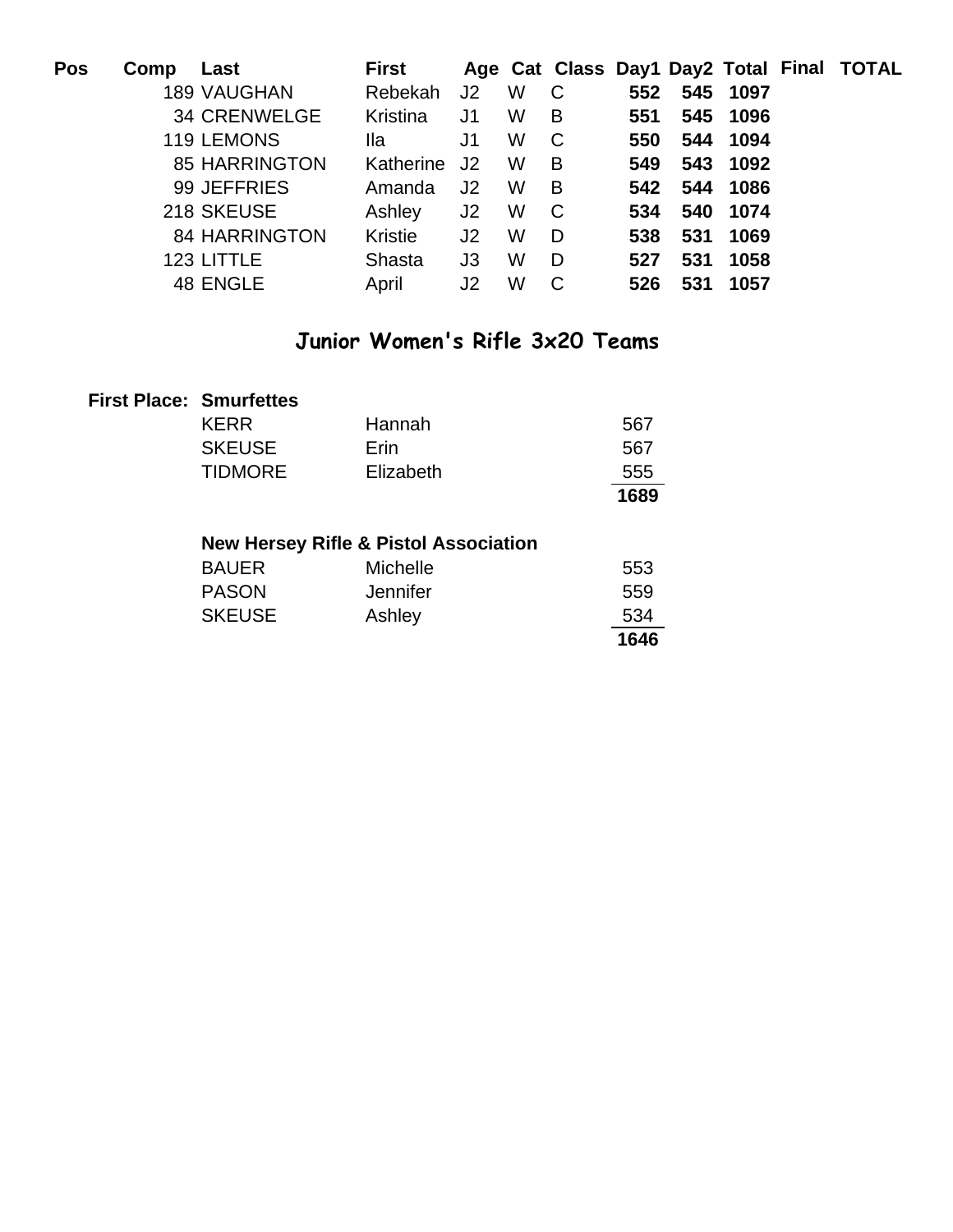| Pos | Comp | Last | First | Age | Cat | Class | Day1 | Day2 | Total | Final | TOTAL |
|---|---|---|---|---|---|---|---|---|---|---|---|
| | 189 | VAUGHAN | Rebekah | J2 | W | C | **552** | **545** | **1097** | | |
| | 34 | CRENWELGE | Kristina | J1 | W | B | **551** | **545** | **1096** | | |
| | 119 | LEMONS | Ila | J1 | W | C | **550** | **544** | **1094** | | |
| | 85 | HARRINGTON | Katherine | J2 | W | B | **549** | **543** | **1092** | | |
| | 99 | JEFFRIES | Amanda | J2 | W | B | **542** | **544** | **1086** | | |
| | 218 | SKEUSE | Ashley | J2 | W | C | **534** | **540** | **1074** | | |
| | 84 | HARRINGTON | Kristie | J2 | W | D | **538** | **531** | **1069** | | |
| | 123 | LITTLE | Shasta | J3 | W | D | **527** | **531** | **1058** | | |
| | 48 | ENGLE | April | J2 | W | C | **526** | **531** | **1057** | | |

## Junior Women's Rifle 3x20 Teams

**First Place: Smurfettes**

| Last | First | Score |
|---|---|---|
| KERR | Hannah | 567 |
| SKEUSE | Erin | 567 |
| TIDMORE | Elizabeth | 555 |
| | | **1689** |

**New Hersey Rifle & Pistol Association**

| Last | First | Score |
|---|---|---|
| BAUER | Michelle | 553 |
| PASON | Jennifer | 559 |
| SKEUSE | Ashley | 534 |
| | | **1646** |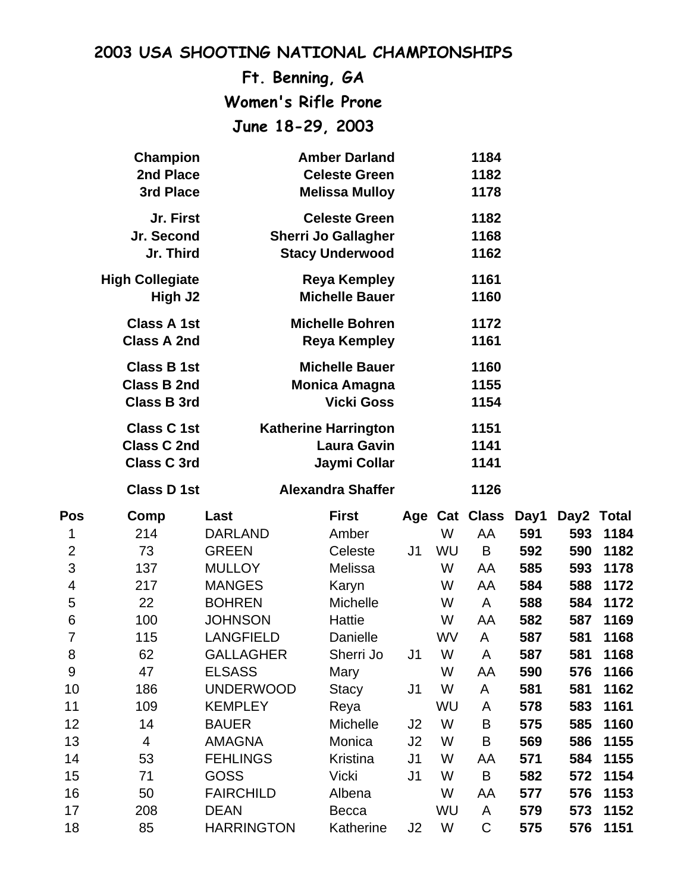# 2003 USA SHOOTING NATIONAL CHAMPIONSHIPS

## Ft. Benning, GA

## Women's Rifle Prone

## June 18-29, 2003

| | | |
|---|---|---|
| **Champion** | **Amber Darland** | **1184** |
| **2nd Place** | **Celeste Green** | **1182** |
| **3rd Place** | **Melissa Mulloy** | **1178** |
| **Jr. First** | **Celeste Green** | **1182** |
| **Jr. Second** | **Sherri Jo Gallagher** | **1168** |
| **Jr. Third** | **Stacy Underwood** | **1162** |
| **High Collegiate** | **Reya Kempley** | **1161** |
| **High J2** | **Michelle Bauer** | **1160** |
| **Class A 1st** | **Michelle Bohren** | **1172** |
| **Class A 2nd** | **Reya Kempley** | **1161** |
| **Class B 1st** | **Michelle Bauer** | **1160** |
| **Class B 2nd** | **Monica Amagna** | **1155** |
| **Class B 3rd** | **Vicki Goss** | **1154** |
| **Class C 1st** | **Katherine Harrington** | **1151** |
| **Class C 2nd** | **Laura Gavin** | **1141** |
| **Class C 3rd** | **Jaymi Collar** | **1141** |
| **Class D 1st** | **Alexandra Shaffer** | **1126** |

| Pos | Comp | Last | First | Age | Cat | Class | Day1 | Day2 | Total |
|---|---|---|---|---|---|---|---|---|---|
| 1 | 214 | DARLAND | Amber | | W | AA | **591** | **593** | **1184** |
| 2 | 73 | GREEN | Celeste | J1 | WU | B | **592** | **590** | **1182** |
| 3 | 137 | MULLOY | Melissa | | W | AA | **585** | **593** | **1178** |
| 4 | 217 | MANGES | Karyn | | W | AA | **584** | **588** | **1172** |
| 5 | 22 | BOHREN | Michelle | | W | A | **588** | **584** | **1172** |
| 6 | 100 | JOHNSON | Hattie | | W | AA | **582** | **587** | **1169** |
| 7 | 115 | LANGFIELD | Danielle | | WV | A | **587** | **581** | **1168** |
| 8 | 62 | GALLAGHER | Sherri Jo | J1 | W | A | **587** | **581** | **1168** |
| 9 | 47 | ELSASS | Mary | | W | AA | **590** | **576** | **1166** |
| 10 | 186 | UNDERWOOD | Stacy | J1 | W | A | **581** | **581** | **1162** |
| 11 | 109 | KEMPLEY | Reya | | WU | A | **578** | **583** | **1161** |
| 12 | 14 | BAUER | Michelle | J2 | W | B | **575** | **585** | **1160** |
| 13 | 4 | AMAGNA | Monica | J2 | W | B | **569** | **586** | **1155** |
| 14 | 53 | FEHLINGS | Kristina | J1 | W | AA | **571** | **584** | **1155** |
| 15 | 71 | GOSS | Vicki | J1 | W | B | **582** | **572** | **1154** |
| 16 | 50 | FAIRCHILD | Albena | | W | AA | **577** | **576** | **1153** |
| 17 | 208 | DEAN | Becca | | WU | A | **579** | **573** | **1152** |
| 18 | 85 | HARRINGTON | Katherine | J2 | W | C | **575** | **576** | **1151** |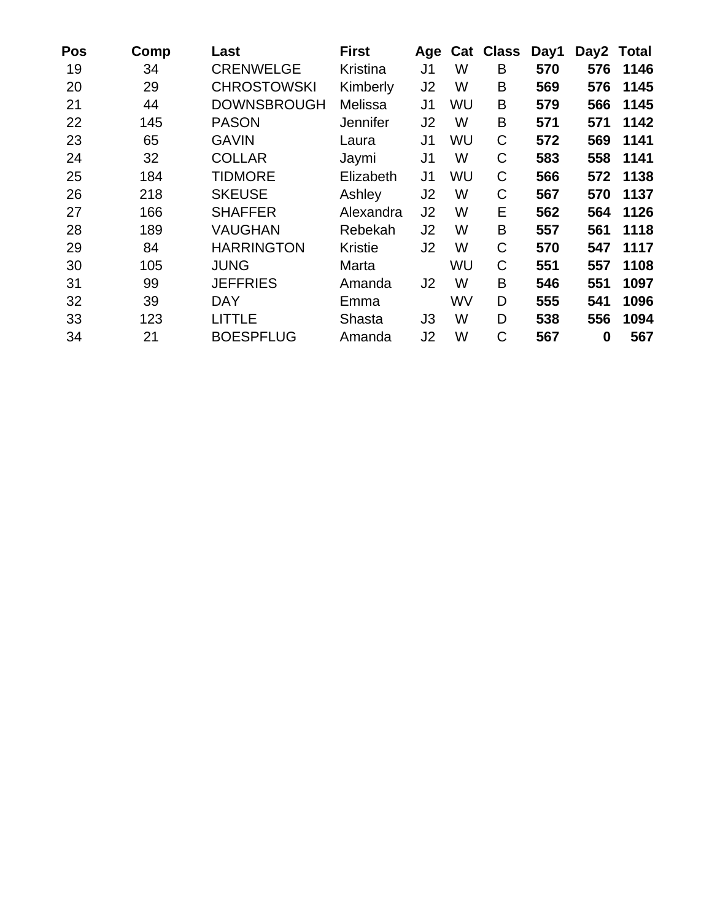| Pos | Comp | Last | First | Age | Cat | Class | Day1 | Day2 | Total |
|---|---|---|---|---|---|---|---|---|---|
| 19 | 34 | CRENWELGE | Kristina | J1 | W | B | **570** | **576** | **1146** |
| 20 | 29 | CHROSTOWSKI | Kimberly | J2 | W | B | **569** | **576** | **1145** |
| 21 | 44 | DOWNSBROUGH | Melissa | J1 | WU | B | **579** | **566** | **1145** |
| 22 | 145 | PASON | Jennifer | J2 | W | B | **571** | **571** | **1142** |
| 23 | 65 | GAVIN | Laura | J1 | WU | C | **572** | **569** | **1141** |
| 24 | 32 | COLLAR | Jaymi | J1 | W | C | **583** | **558** | **1141** |
| 25 | 184 | TIDMORE | Elizabeth | J1 | WU | C | **566** | **572** | **1138** |
| 26 | 218 | SKEUSE | Ashley | J2 | W | C | **567** | **570** | **1137** |
| 27 | 166 | SHAFFER | Alexandra | J2 | W | E | **562** | **564** | **1126** |
| 28 | 189 | VAUGHAN | Rebekah | J2 | W | B | **557** | **561** | **1118** |
| 29 | 84 | HARRINGTON | Kristie | J2 | W | C | **570** | **547** | **1117** |
| 30 | 105 | JUNG | Marta | | WU | C | **551** | **557** | **1108** |
| 31 | 99 | JEFFRIES | Amanda | J2 | W | B | **546** | **551** | **1097** |
| 32 | 39 | DAY | Emma | | WV | D | **555** | **541** | **1096** |
| 33 | 123 | LITTLE | Shasta | J3 | W | D | **538** | **556** | **1094** |
| 34 | 21 | BOESPFLUG | Amanda | J2 | W | C | **567** | **0** | **567** |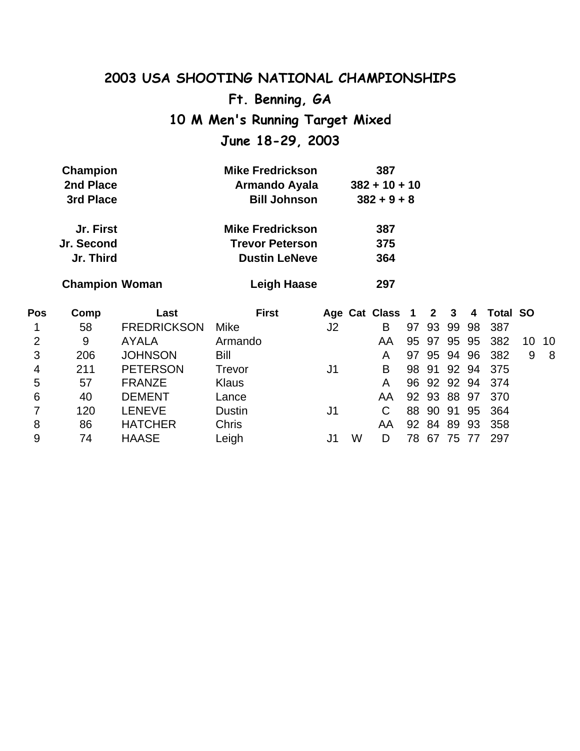# 2003 USA SHOOTING NATIONAL CHAMPIONSHIPS

## Ft. Benning, GA

## 10 M Men's Running Target Mixed

## June 18-29, 2003

| | | |
|---|---|---|
| **Champion** | **Mike Fredrickson** | **387** |
| **2nd Place** | **Armando Ayala** | **382 + 10 + 10** |
| **3rd Place** | **Bill Johnson** | **382 + 9 + 8** |
| | | |
| **Jr. First** | **Mike Fredrickson** | **387** |
| **Jr. Second** | **Trevor Peterson** | **375** |
| **Jr. Third** | **Dustin LeNeve** | **364** |
| | | |
| **Champion Woman** | **Leigh Haase** | **297** |

| Pos | Comp | Last | First | Age | Cat | Class | 1 | 2 | 3 | 4 | Total | SO | |
|---|---|---|---|---|---|---|---|---|---|---|---|---|---|
| 1 | 58 | FREDRICKSON | Mike | J2 | | B | 97 | 93 | 99 | 98 | 387 | | |
| 2 | 9 | AYALA | Armando | | | AA | 95 | 97 | 95 | 95 | 382 | 10 | 10 |
| 3 | 206 | JOHNSON | Bill | | | A | 97 | 95 | 94 | 96 | 382 | 9 | 8 |
| 4 | 211 | PETERSON | Trevor | J1 | | B | 98 | 91 | 92 | 94 | 375 | | |
| 5 | 57 | FRANZE | Klaus | | | A | 96 | 92 | 92 | 94 | 374 | | |
| 6 | 40 | DEMENT | Lance | | | AA | 92 | 93 | 88 | 97 | 370 | | |
| 7 | 120 | LENEVE | Dustin | J1 | | C | 88 | 90 | 91 | 95 | 364 | | |
| 8 | 86 | HATCHER | Chris | | | AA | 92 | 84 | 89 | 93 | 358 | | |
| 9 | 74 | HAASE | Leigh | J1 | W | D | 78 | 67 | 75 | 77 | 297 | | |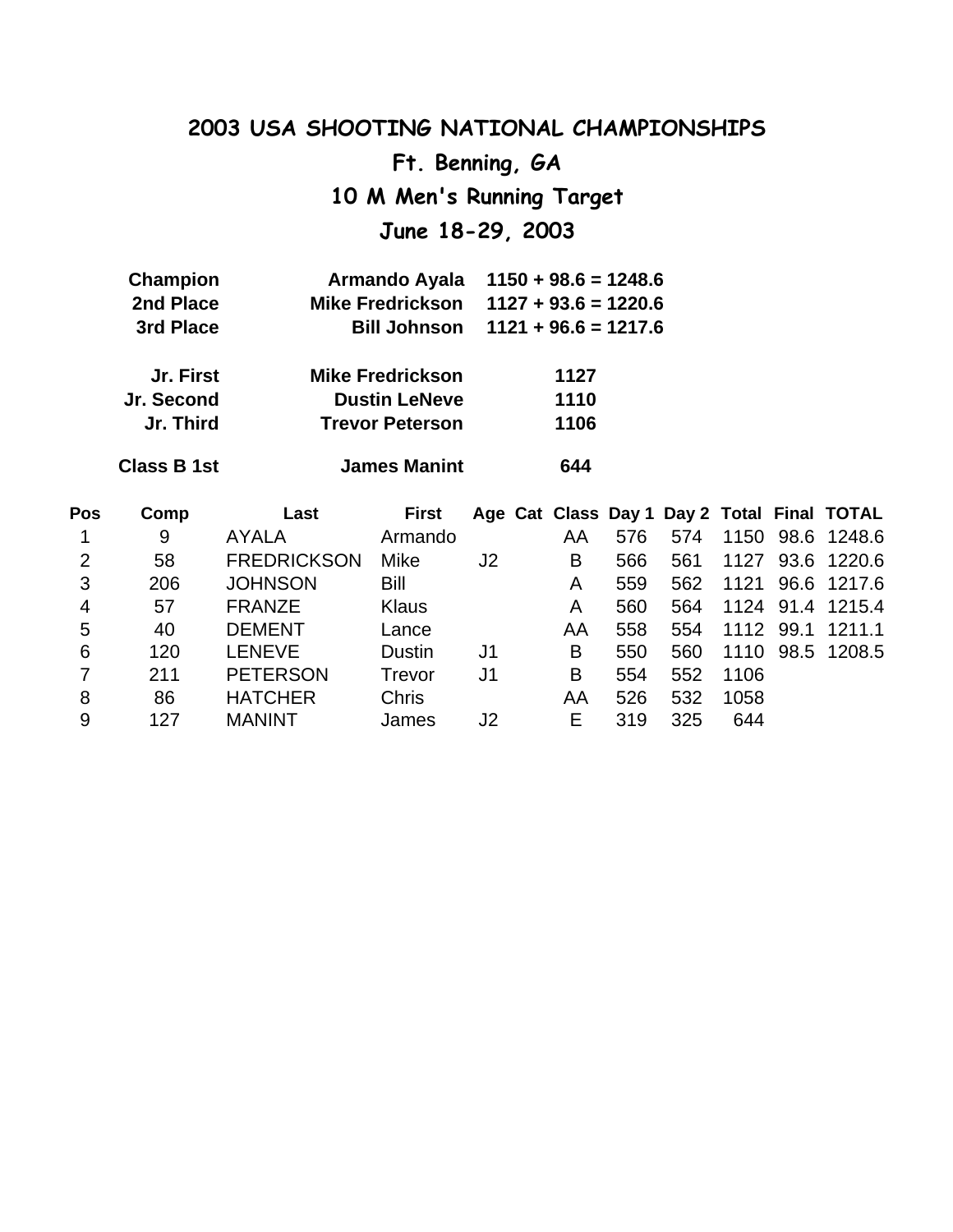# 2003 USA SHOOTING NATIONAL CHAMPIONSHIPS

## Ft. Benning, GA

## 10 M Men's Running Target

## June 18-29, 2003

| | | |
|---|---|---|
| **Champion** | **Armando Ayala** | **1150 + 98.6 = 1248.6** |
| **2nd Place** | **Mike Fredrickson** | **1127 + 93.6 = 1220.6** |
| **3rd Place** | **Bill Johnson** | **1121 + 96.6 = 1217.6** |
| **Jr. First** | **Mike Fredrickson** | **1127** |
| **Jr. Second** | **Dustin LeNeve** | **1110** |
| **Jr. Third** | **Trevor Peterson** | **1106** |
| **Class B 1st** | **James Manint** | **644** |

| Pos | Comp | Last | First | Age | Cat | Class | Day 1 | Day 2 | Total | Final | TOTAL |
|---|---|---|---|---|---|---|---|---|---|---|---|
| 1 | 9 | AYALA | Armando | | | AA | 576 | 574 | 1150 | 98.6 | 1248.6 |
| 2 | 58 | FREDRICKSON | Mike | J2 | | B | 566 | 561 | 1127 | 93.6 | 1220.6 |
| 3 | 206 | JOHNSON | Bill | | | A | 559 | 562 | 1121 | 96.6 | 1217.6 |
| 4 | 57 | FRANZE | Klaus | | | A | 560 | 564 | 1124 | 91.4 | 1215.4 |
| 5 | 40 | DEMENT | Lance | | | AA | 558 | 554 | 1112 | 99.1 | 1211.1 |
| 6 | 120 | LENEVE | Dustin | J1 | | B | 550 | 560 | 1110 | 98.5 | 1208.5 |
| 7 | 211 | PETERSON | Trevor | J1 | | B | 554 | 552 | 1106 | | |
| 8 | 86 | HATCHER | Chris | | | AA | 526 | 532 | 1058 | | |
| 9 | 127 | MANINT | James | J2 | | E | 319 | 325 | 644 | | |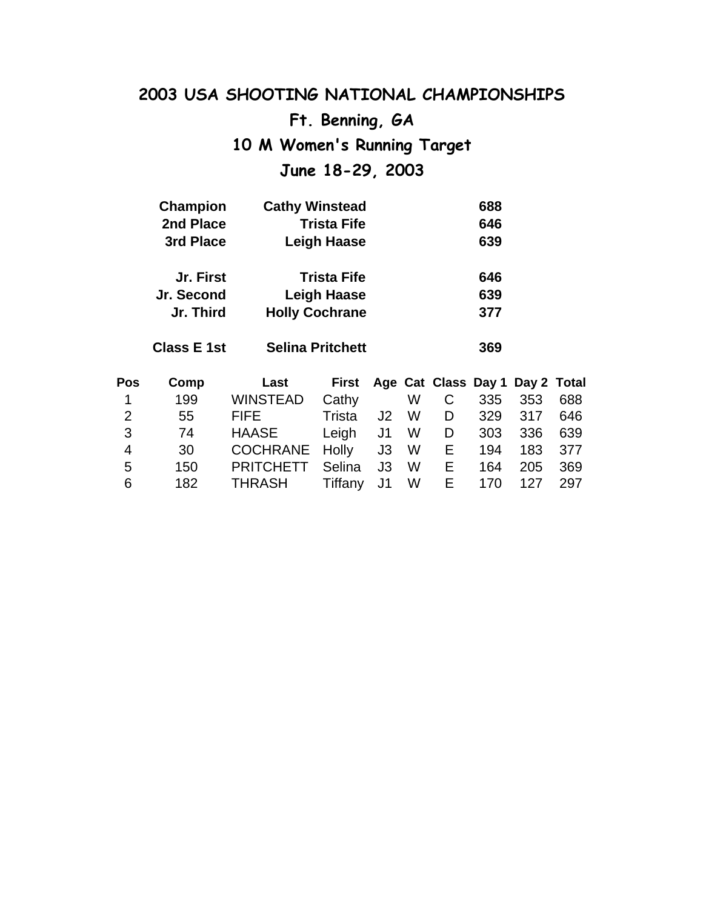# 2003 USA SHOOTING NATIONAL CHAMPIONSHIPS

## Ft. Benning, GA

## 10 M Women's Running Target

## June 18-29, 2003

| | | |
|---|---|---|
| **Champion** | **Cathy Winstead** | **688** |
| **2nd Place** | **Trista Fife** | **646** |
| **3rd Place** | **Leigh Haase** | **639** |
| | | |
| **Jr. First** | **Trista Fife** | **646** |
| **Jr. Second** | **Leigh Haase** | **639** |
| **Jr. Third** | **Holly Cochrane** | **377** |
| | | |
| **Class E 1st** | **Selina Pritchett** | **369** |

| Pos | Comp | Last | First | Age | Cat | Class | Day 1 | Day 2 | Total |
|---|---|---|---|---|---|---|---|---|---|
| 1 | 199 | WINSTEAD | Cathy | | W | C | 335 | 353 | 688 |
| 2 | 55 | FIFE | Trista | J2 | W | D | 329 | 317 | 646 |
| 3 | 74 | HAASE | Leigh | J1 | W | D | 303 | 336 | 639 |
| 4 | 30 | COCHRANE | Holly | J3 | W | E | 194 | 183 | 377 |
| 5 | 150 | PRITCHETT | Selina | J3 | W | E | 164 | 205 | 369 |
| 6 | 182 | THRASH | Tiffany | J1 | W | E | 170 | 127 | 297 |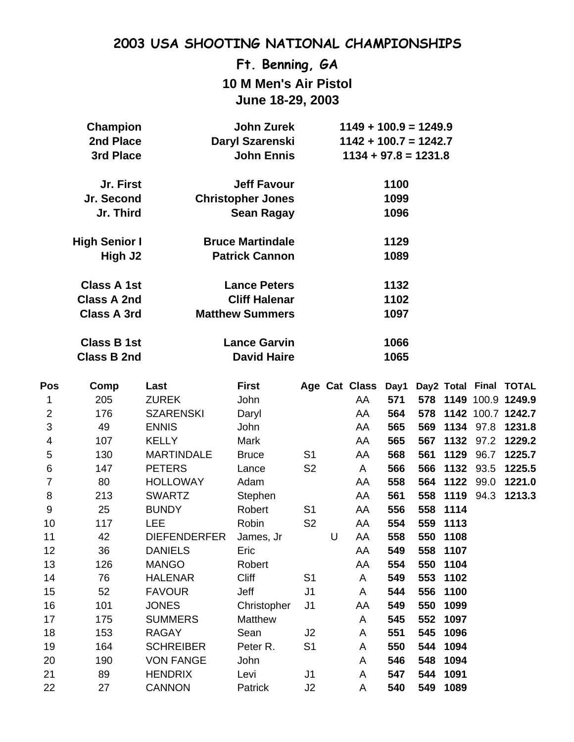# 2003 USA SHOOTING NATIONAL CHAMPIONSHIPS

## Ft. Benning, GA

### 10 M Men's Air Pistol

### June 18-29, 2003

| | | |
|---|---|---|
| **Champion** | **John Zurek** | **1149 + 100.9 = 1249.9** |
| **2nd Place** | **Daryl Szarenski** | **1142 + 100.7 = 1242.7** |
| **3rd Place** | **John Ennis** | **1134 + 97.8 = 1231.8** |
| | | |
| **Jr. First** | **Jeff Favour** | **1100** |
| **Jr. Second** | **Christopher Jones** | **1099** |
| **Jr. Third** | **Sean Ragay** | **1096** |
| | | |
| **High Senior I** | **Bruce Martindale** | **1129** |
| **High J2** | **Patrick Cannon** | **1089** |
| | | |
| **Class A 1st** | **Lance Peters** | **1132** |
| **Class A 2nd** | **Cliff Halenar** | **1102** |
| **Class A 3rd** | **Matthew Summers** | **1097** |
| | | |
| **Class B 1st** | **Lance Garvin** | **1066** |
| **Class B 2nd** | **David Haire** | **1065** |

| Pos | Comp | Last | First | Age | Cat | Class | Day1 | Day2 | Total | Final | TOTAL |
|---|---|---|---|---|---|---|---|---|---|---|---|
| 1 | 205 | ZUREK | John | | | AA | **571** | **578** | **1149** | 100.9 | **1249.9** |
| 2 | 176 | SZARENSKI | Daryl | | | AA | **564** | **578** | **1142** | 100.7 | **1242.7** |
| 3 | 49 | ENNIS | John | | | AA | **565** | **569** | **1134** | 97.8 | **1231.8** |
| 4 | 107 | KELLY | Mark | | | AA | **565** | **567** | **1132** | 97.2 | **1229.2** |
| 5 | 130 | MARTINDALE | Bruce | S1 | | AA | **568** | **561** | **1129** | 96.7 | **1225.7** |
| 6 | 147 | PETERS | Lance | S2 | | A | **566** | **566** | **1132** | 93.5 | **1225.5** |
| 7 | 80 | HOLLOWAY | Adam | | | AA | **558** | **564** | **1122** | 99.0 | **1221.0** |
| 8 | 213 | SWARTZ | Stephen | | | AA | **561** | **558** | **1119** | 94.3 | **1213.3** |
| 9 | 25 | BUNDY | Robert | S1 | | AA | **556** | **558** | **1114** | | |
| 10 | 117 | LEE | Robin | S2 | | AA | **554** | **559** | **1113** | | |
| 11 | 42 | DIEFENDERFER | James, Jr | | U | AA | **558** | **550** | **1108** | | |
| 12 | 36 | DANIELS | Eric | | | AA | **549** | **558** | **1107** | | |
| 13 | 126 | MANGO | Robert | | | AA | **554** | **550** | **1104** | | |
| 14 | 76 | HALENAR | Cliff | S1 | | A | **549** | **553** | **1102** | | |
| 15 | 52 | FAVOUR | Jeff | J1 | | A | **544** | **556** | **1100** | | |
| 16 | 101 | JONES | Christopher | J1 | | AA | **549** | **550** | **1099** | | |
| 17 | 175 | SUMMERS | Matthew | | | A | **545** | **552** | **1097** | | |
| 18 | 153 | RAGAY | Sean | J2 | | A | **551** | **545** | **1096** | | |
| 19 | 164 | SCHREIBER | Peter R. | S1 | | A | **550** | **544** | **1094** | | |
| 20 | 190 | VON FANGE | John | | | A | **546** | **548** | **1094** | | |
| 21 | 89 | HENDRIX | Levi | J1 | | A | **547** | **544** | **1091** | | |
| 22 | 27 | CANNON | Patrick | J2 | | A | **540** | **549** | **1089** | | |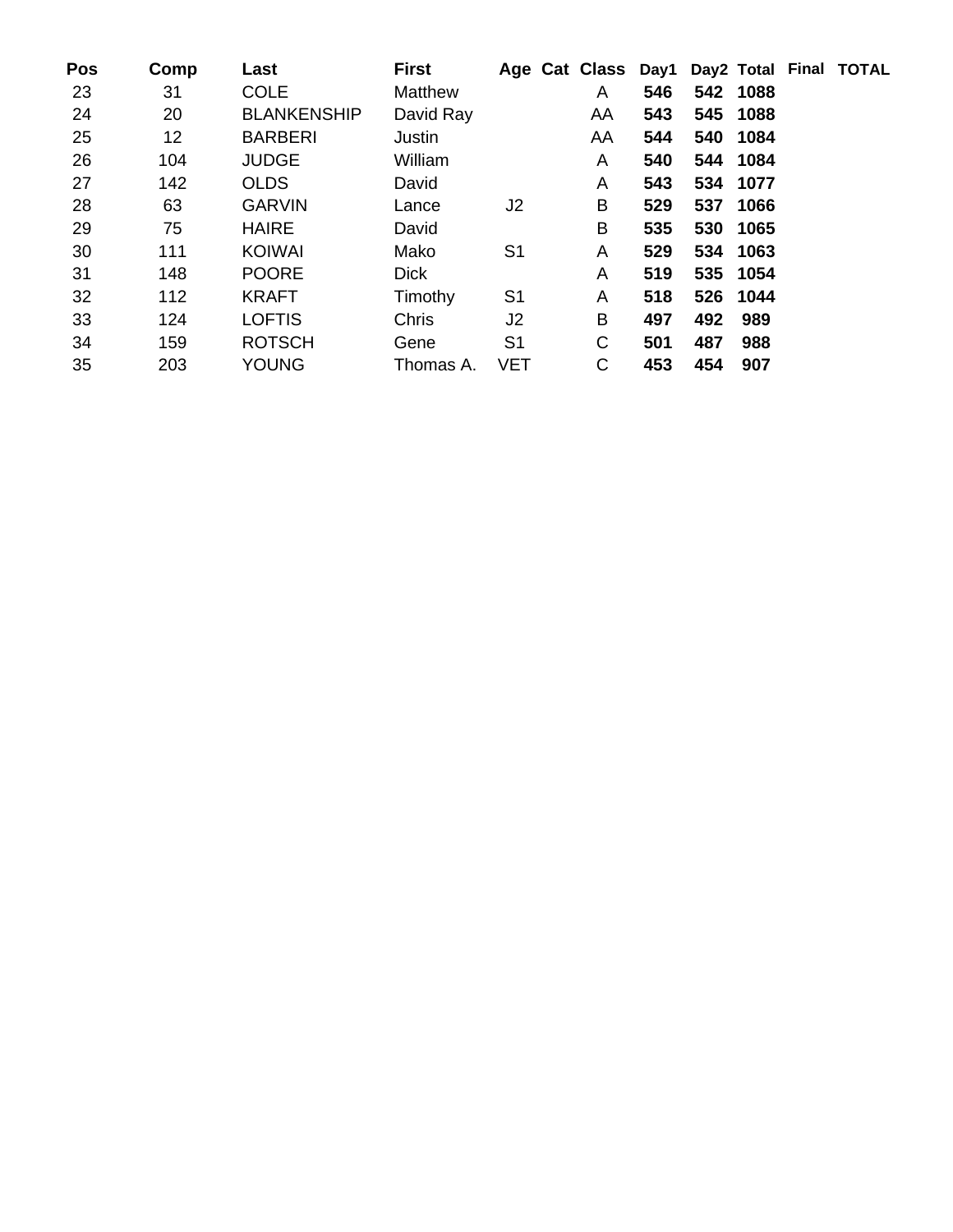| Pos | Comp | Last | First | Age | Cat | Class | Day1 | Day2 | Total | Final | TOTAL |
|---|---|---|---|---|---|---|---|---|---|---|---|
| 23 | 31 | COLE | Matthew | | | A | **546** | **542** | **1088** | | |
| 24 | 20 | BLANKENSHIP | David Ray | | | AA | **543** | **545** | **1088** | | |
| 25 | 12 | BARBERI | Justin | | | AA | **544** | **540** | **1084** | | |
| 26 | 104 | JUDGE | William | | | A | **540** | **544** | **1084** | | |
| 27 | 142 | OLDS | David | | | A | **543** | **534** | **1077** | | |
| 28 | 63 | GARVIN | Lance | J2 | | B | **529** | **537** | **1066** | | |
| 29 | 75 | HAIRE | David | | | B | **535** | **530** | **1065** | | |
| 30 | 111 | KOIWAI | Mako | S1 | | A | **529** | **534** | **1063** | | |
| 31 | 148 | POORE | Dick | | | A | **519** | **535** | **1054** | | |
| 32 | 112 | KRAFT | Timothy | S1 | | A | **518** | **526** | **1044** | | |
| 33 | 124 | LOFTIS | Chris | J2 | | B | **497** | **492** | **989** | | |
| 34 | 159 | ROTSCH | Gene | S1 | | C | **501** | **487** | **988** | | |
| 35 | 203 | YOUNG | Thomas A. | VET | | C | **453** | **454** | **907** | | |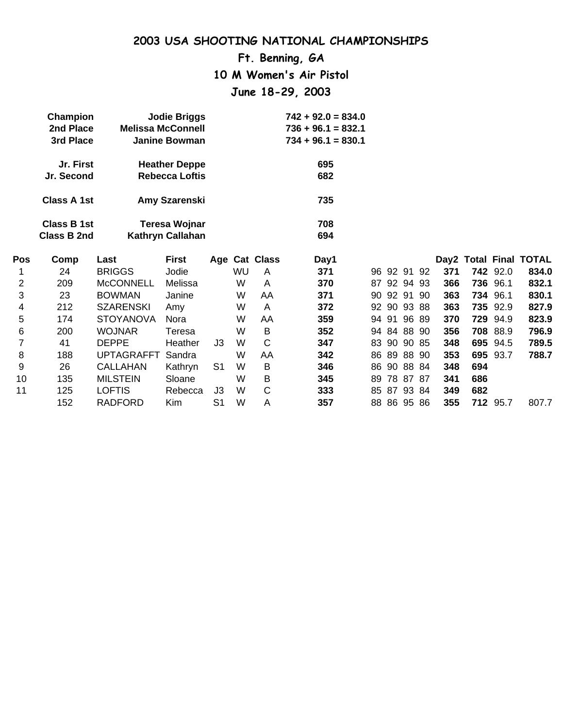# 2003 USA SHOOTING NATIONAL CHAMPIONSHIPS

## Ft. Benning, GA

## 10 M Women's Air Pistol

## June 18-29, 2003

| | | |
|---|---|---|
| **Champion** | **Jodie Briggs** | **742 + 92.0 = 834.0** |
| **2nd Place** | **Melissa McConnell** | **736 + 96.1 = 832.1** |
| **3rd Place** | **Janine Bowman** | **734 + 96.1 = 830.1** |
| **Jr. First** | **Heather Deppe** | **695** |
| **Jr. Second** | **Rebecca Loftis** | **682** |
| **Class A 1st** | **Amy Szarenski** | **735** |
| **Class B 1st** | **Teresa Wojnar** | **708** |
| **Class B 2nd** | **Kathryn Callahan** | **694** |

| Pos | Comp | Last | First | Age | Cat | Class | Day1 | | | | | Day2 | Total | Final | TOTAL |
|---|---|---|---|---|---|---|---|---|---|---|---|---|---|---|---|
| 1 | 24 | BRIGGS | Jodie | | WU | A | **371** | 96 | 92 | 91 | 92 | **371** | **742** | 92.0 | **834.0** |
| 2 | 209 | McCONNELL | Melissa | | W | A | **370** | 87 | 92 | 94 | 93 | **366** | **736** | 96.1 | **832.1** |
| 3 | 23 | BOWMAN | Janine | | W | AA | **371** | 90 | 92 | 91 | 90 | **363** | **734** | 96.1 | **830.1** |
| 4 | 212 | SZARENSKI | Amy | | W | A | **372** | 92 | 90 | 93 | 88 | **363** | **735** | 92.9 | **827.9** |
| 5 | 174 | STOYANOVA | Nora | | W | AA | **359** | 94 | 91 | 96 | 89 | **370** | **729** | 94.9 | **823.9** |
| 6 | 200 | WOJNAR | Teresa | | W | B | **352** | 94 | 84 | 88 | 90 | **356** | **708** | 88.9 | **796.9** |
| 7 | 41 | DEPPE | Heather | J3 | W | C | **347** | 83 | 90 | 90 | 85 | **348** | **695** | 94.5 | **789.5** |
| 8 | 188 | UPTAGRAFFT | Sandra | | W | AA | **342** | 86 | 89 | 88 | 90 | **353** | **695** | 93.7 | **788.7** |
| 9 | 26 | CALLAHAN | Kathryn | S1 | W | B | **346** | 86 | 90 | 88 | 84 | **348** | **694** | | |
| 10 | 135 | MILSTEIN | Sloane | | W | B | **345** | 89 | 78 | 87 | 87 | **341** | **686** | | |
| 11 | 125 | LOFTIS | Rebecca | J3 | W | C | **333** | 85 | 87 | 93 | 84 | **349** | **682** | | |
| | 152 | RADFORD | Kim | S1 | W | A | **357** | 88 | 86 | 95 | 86 | **355** | **712** | 95.7 | 807.7 |